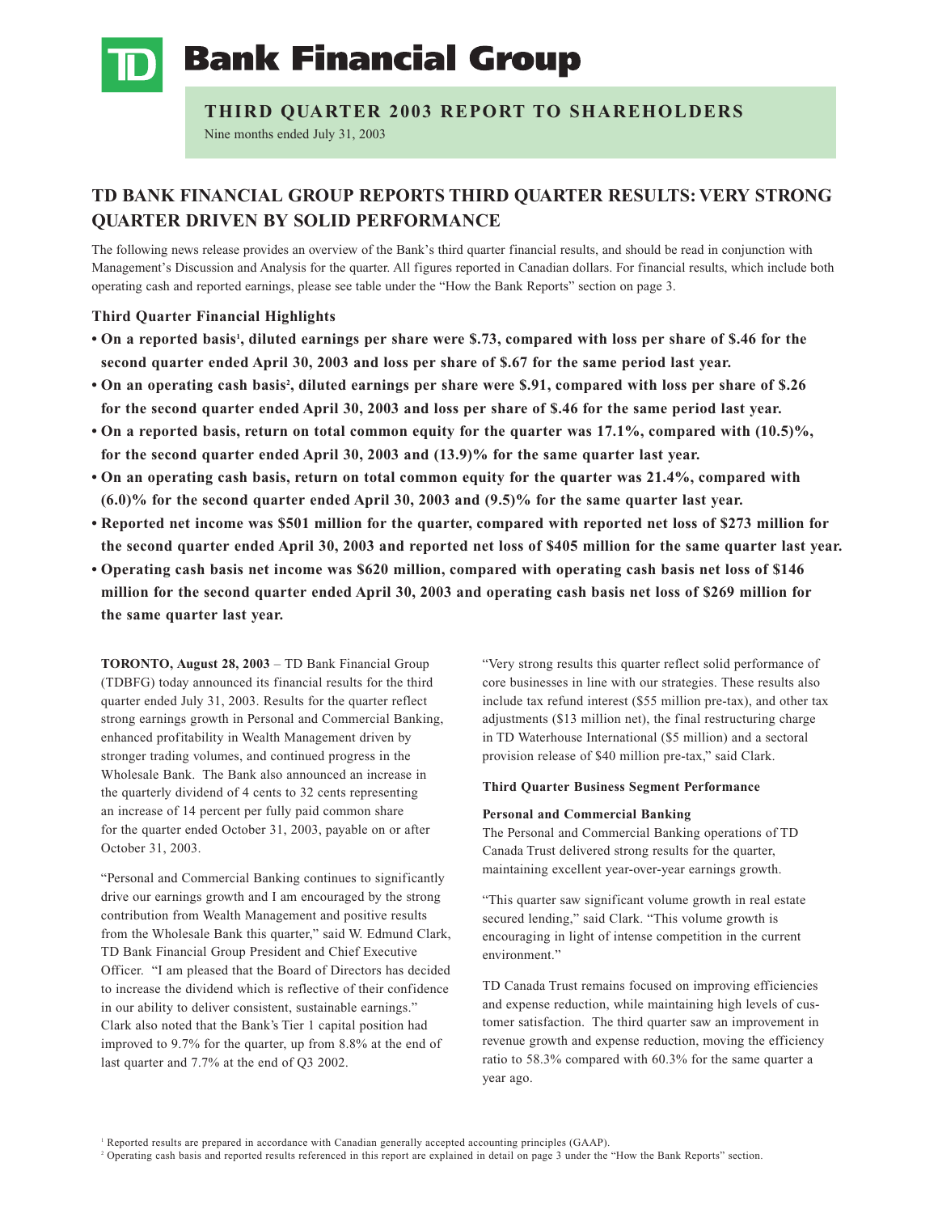# TD Bank Financial Group

## THIRD QUARTER 2003 REPORT TO SHAREHOLDERS

Nine months ended July 31, 2003

## TD BANK FINANCIAL GROUP REPORTS THIRD QUARTER RESULTS: VERY STRONG QUARTER DRIVEN BY SOLID PERFORMANCE

The following news release provides an overview of the Bank's third quarter financial results, and should be read in conjunction with Management's Discussion and Analysis for the quarter. All figures reported in Canadian dollars. For financial results, which include both operating cash and reported earnings, please see table under the "How the Bank Reports" section on page 3.

### Third Quarter Financial Highlights

- **On a reported basis[1], diluted earnings per share were $.73, compared with loss per share of $.46 for the second quarter ended April 30, 2003 and loss per share of $.67 for the same period last year.**
- **On an operating cash basis[2], diluted earnings per share were $.91, compared with loss per share of $.26 for the second quarter ended April 30, 2003 and loss per share of $.46 for the same period last year.**
- **On a reported basis, return on total common equity for the quarter was 17.1%, compared with (10.5)%, for the second quarter ended April 30, 2003 and (13.9)% for the same quarter last year.**
- **On an operating cash basis, return on total common equity for the quarter was 21.4%, compared with (6.0)% for the second quarter ended April 30, 2003 and (9.5)% for the same quarter last year.**
- **Reported net income was $501 million for the quarter, compared with reported net loss of $273 million for the second quarter ended April 30, 2003 and reported net loss of $405 million for the same quarter last year.**
- **Operating cash basis net income was $620 million, compared with operating cash basis net loss of $146 million for the second quarter ended April 30, 2003 and operating cash basis net loss of $269 million for the same quarter last year.**

**TORONTO, August 28, 2003** – TD Bank Financial Group (TDBFG) today announced its financial results for the third quarter ended July 31, 2003. Results for the quarter reflect strong earnings growth in Personal and Commercial Banking, enhanced profitability in Wealth Management driven by stronger trading volumes, and continued progress in the Wholesale Bank. The Bank also announced an increase in the quarterly dividend of 4 cents to 32 cents representing an increase of 14 percent per fully paid common share for the quarter ended October 31, 2003, payable on or after October 31, 2003.

"Personal and Commercial Banking continues to significantly drive our earnings growth and I am encouraged by the strong contribution from Wealth Management and positive results from the Wholesale Bank this quarter," said W. Edmund Clark, TD Bank Financial Group President and Chief Executive Officer. "I am pleased that the Board of Directors has decided to increase the dividend which is reflective of their confidence in our ability to deliver consistent, sustainable earnings." Clark also noted that the Bank's Tier 1 capital position had improved to 9.7% for the quarter, up from 8.8% at the end of last quarter and 7.7% at the end of Q3 2002.

"Very strong results this quarter reflect solid performance of core businesses in line with our strategies. These results also include tax refund interest ($55 million pre-tax), and other tax adjustments ($13 million net), the final restructuring charge in TD Waterhouse International ($5 million) and a sectoral provision release of $40 million pre-tax," said Clark.

### Third Quarter Business Segment Performance

#### Personal and Commercial Banking

The Personal and Commercial Banking operations of TD Canada Trust delivered strong results for the quarter, maintaining excellent year-over-year earnings growth.

"This quarter saw significant volume growth in real estate secured lending," said Clark. "This volume growth is encouraging in light of intense competition in the current environment."

TD Canada Trust remains focused on improving efficiencies and expense reduction, while maintaining high levels of customer satisfaction. The third quarter saw an improvement in revenue growth and expense reduction, moving the efficiency ratio to 58.3% compared with 60.3% for the same quarter a year ago.

[1] Reported results are prepared in accordance with Canadian generally accepted accounting principles (GAAP).

[2] Operating cash basis and reported results referenced in this report are explained in detail on page 3 under the "How the Bank Reports" section.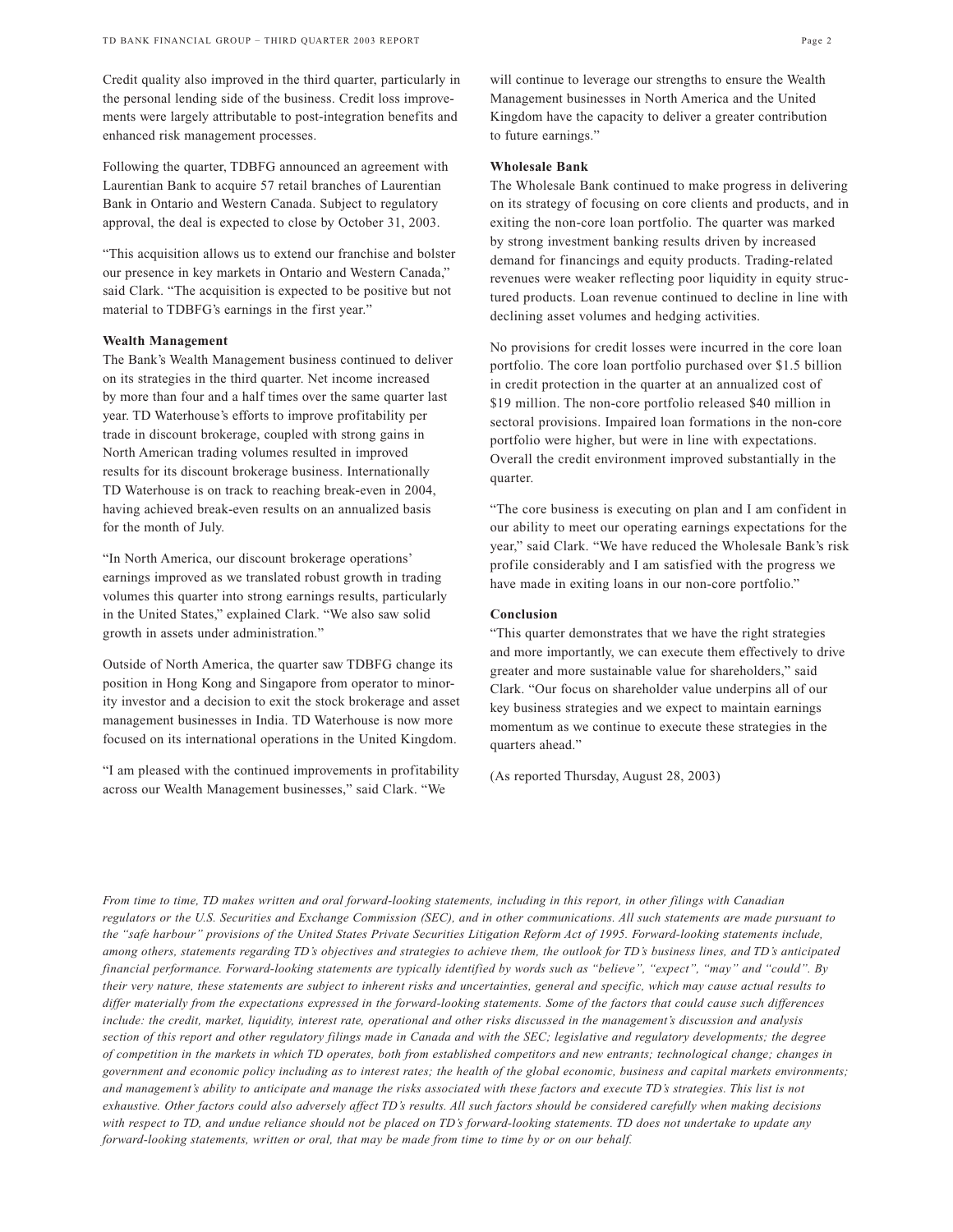Credit quality also improved in the third quarter, particularly in the personal lending side of the business. Credit loss improvements were largely attributable to post-integration benefits and enhanced risk management processes.

Following the quarter, TDBFG announced an agreement with Laurentian Bank to acquire 57 retail branches of Laurentian Bank in Ontario and Western Canada. Subject to regulatory approval, the deal is expected to close by October 31, 2003.

"This acquisition allows us to extend our franchise and bolster our presence in key markets in Ontario and Western Canada," said Clark. "The acquisition is expected to be positive but not material to TDBFG's earnings in the first year."

**Wealth Management**

The Bank's Wealth Management business continued to deliver on its strategies in the third quarter. Net income increased by more than four and a half times over the same quarter last year. TD Waterhouse's efforts to improve profitability per trade in discount brokerage, coupled with strong gains in North American trading volumes resulted in improved results for its discount brokerage business. Internationally TD Waterhouse is on track to reaching break-even in 2004, having achieved break-even results on an annualized basis for the month of July.

"In North America, our discount brokerage operations' earnings improved as we translated robust growth in trading volumes this quarter into strong earnings results, particularly in the United States," explained Clark. "We also saw solid growth in assets under administration."

Outside of North America, the quarter saw TDBFG change its position in Hong Kong and Singapore from operator to minority investor and a decision to exit the stock brokerage and asset management businesses in India. TD Waterhouse is now more focused on its international operations in the United Kingdom.

"I am pleased with the continued improvements in profitability across our Wealth Management businesses," said Clark. "We will continue to leverage our strengths to ensure the Wealth Management businesses in North America and the United Kingdom have the capacity to deliver a greater contribution to future earnings."

**Wholesale Bank**

The Wholesale Bank continued to make progress in delivering on its strategy of focusing on core clients and products, and in exiting the non-core loan portfolio. The quarter was marked by strong investment banking results driven by increased demand for financings and equity products. Trading-related revenues were weaker reflecting poor liquidity in equity structured products. Loan revenue continued to decline in line with declining asset volumes and hedging activities.

No provisions for credit losses were incurred in the core loan portfolio. The core loan portfolio purchased over $1.5 billion in credit protection in the quarter at an annualized cost of $19 million. The non-core portfolio released $40 million in sectoral provisions. Impaired loan formations in the non-core portfolio were higher, but were in line with expectations. Overall the credit environment improved substantially in the quarter.

"The core business is executing on plan and I am confident in our ability to meet our operating earnings expectations for the year," said Clark. "We have reduced the Wholesale Bank's risk profile considerably and I am satisfied with the progress we have made in exiting loans in our non-core portfolio."

**Conclusion**

"This quarter demonstrates that we have the right strategies and more importantly, we can execute them effectively to drive greater and more sustainable value for shareholders," said Clark. "Our focus on shareholder value underpins all of our key business strategies and we expect to maintain earnings momentum as we continue to execute these strategies in the quarters ahead."

(As reported Thursday, August 28, 2003)

*From time to time, TD makes written and oral forward-looking statements, including in this report, in other filings with Canadian regulators or the U.S. Securities and Exchange Commission (SEC), and in other communications. All such statements are made pursuant to the "safe harbour" provisions of the United States Private Securities Litigation Reform Act of 1995. Forward-looking statements include, among others, statements regarding TD's objectives and strategies to achieve them, the outlook for TD's business lines, and TD's anticipated financial performance. Forward-looking statements are typically identified by words such as "believe", "expect", "may" and "could". By their very nature, these statements are subject to inherent risks and uncertainties, general and specific, which may cause actual results to differ materially from the expectations expressed in the forward-looking statements. Some of the factors that could cause such differences include: the credit, market, liquidity, interest rate, operational and other risks discussed in the management's discussion and analysis section of this report and other regulatory filings made in Canada and with the SEC; legislative and regulatory developments; the degree of competition in the markets in which TD operates, both from established competitors and new entrants; technological change; changes in government and economic policy including as to interest rates; the health of the global economic, business and capital markets environments; and management's ability to anticipate and manage the risks associated with these factors and execute TD's strategies. This list is not exhaustive. Other factors could also adversely affect TD's results. All such factors should be considered carefully when making decisions with respect to TD, and undue reliance should not be placed on TD's forward-looking statements. TD does not undertake to update any forward-looking statements, written or oral, that may be made from time to time by or on our behalf.*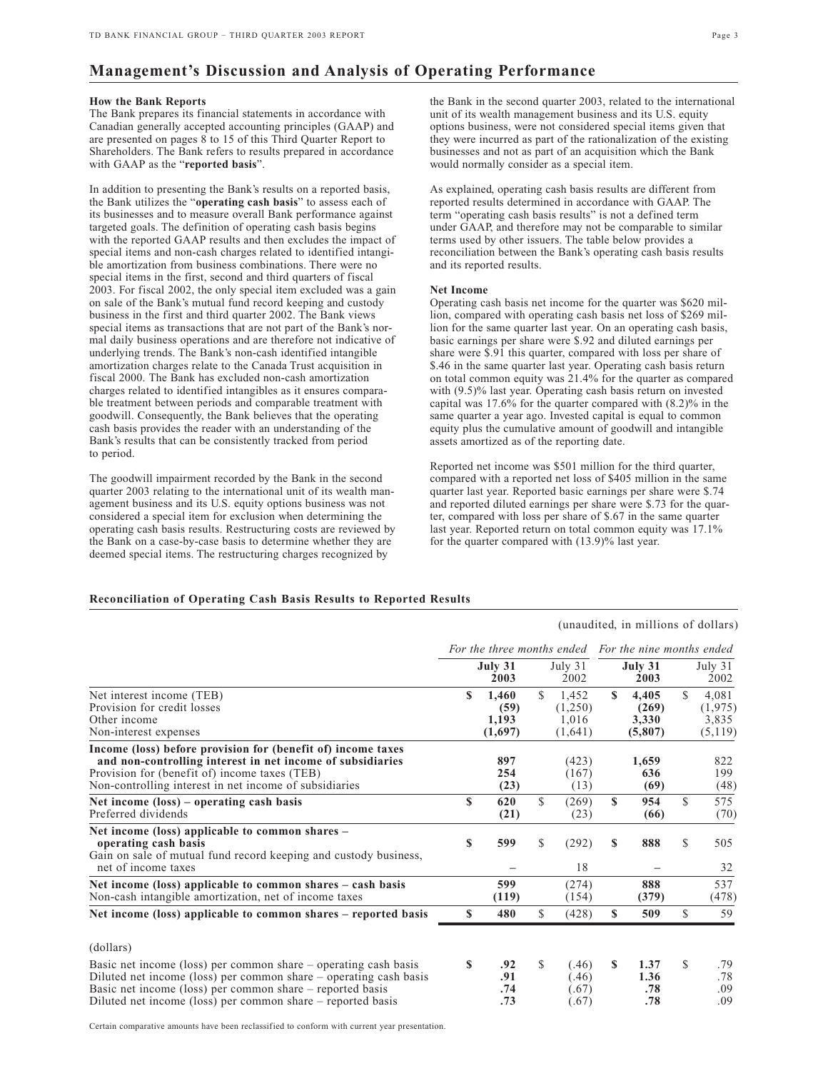## Management's Discussion and Analysis of Operating Performance

**How the Bank Reports**
The Bank prepares its financial statements in accordance with Canadian generally accepted accounting principles (GAAP) and are presented on pages 8 to 15 of this Third Quarter Report to Shareholders. The Bank refers to results prepared in accordance with GAAP as the "**reported basis**".

In addition to presenting the Bank's results on a reported basis, the Bank utilizes the "**operating cash basis**" to assess each of its businesses and to measure overall Bank performance against targeted goals. The definition of operating cash basis begins with the reported GAAP results and then excludes the impact of special items and non-cash charges related to identified intangible amortization from business combinations. There were no special items in the first, second and third quarters of fiscal 2003. For fiscal 2002, the only special item excluded was a gain on sale of the Bank's mutual fund record keeping and custody business in the first and third quarter 2002. The Bank views special items as transactions that are not part of the Bank's normal daily business operations and are therefore not indicative of underlying trends. The Bank's non-cash identified intangible amortization charges relate to the Canada Trust acquisition in fiscal 2000. The Bank has excluded non-cash amortization charges related to identified intangibles as it ensures comparable treatment between periods and comparable treatment with goodwill. Consequently, the Bank believes that the operating cash basis provides the reader with an understanding of the Bank's results that can be consistently tracked from period to period.

The goodwill impairment recorded by the Bank in the second quarter 2003 relating to the international unit of its wealth management business and its U.S. equity options business was not considered a special item for exclusion when determining the operating cash basis results. Restructuring costs are reviewed by the Bank on a case-by-case basis to determine whether they are deemed special items. The restructuring charges recognized by the Bank in the second quarter 2003, related to the international unit of its wealth management business and its U.S. equity options business, were not considered special items given that they were incurred as part of the rationalization of the existing businesses and not as part of an acquisition which the Bank would normally consider as a special item.

As explained, operating cash basis results are different from reported results determined in accordance with GAAP. The term "operating cash basis results" is not a defined term under GAAP, and therefore may not be comparable to similar terms used by other issuers. The table below provides a reconciliation between the Bank's operating cash basis results and its reported results.

**Net Income**
Operating cash basis net income for the quarter was $620 million, compared with operating cash basis net loss of $269 million for the same quarter last year. On an operating cash basis, basic earnings per share were $.92 and diluted earnings per share were $.91 this quarter, compared with loss per share of $.46 in the same quarter last year. Operating cash basis return on total common equity was 21.4% for the quarter as compared with (9.5)% last year. Operating cash basis return on invested capital was 17.6% for the quarter compared with (8.2)% in the same quarter a year ago. Invested capital is equal to common equity plus the cumulative amount of goodwill and intangible assets amortized as of the reporting date.

Reported net income was $501 million for the third quarter, compared with a reported net loss of $405 million in the same quarter last year. Reported basic earnings per share were $.74 and reported diluted earnings per share were $.73 for the quarter, compared with loss per share of $.67 in the same quarter last year. Reported return on total common equity was 17.1% for the quarter compared with (13.9)% last year.

### Reconciliation of Operating Cash Basis Results to Reported Results

(unaudited, in millions of dollars)

| | *For the three months ended* | | *For the nine months ended* | |
|---|---|---|---|---|
| | **July 31 2003** | July 31 2002 | **July 31 2003** | July 31 2002 |
| Net interest income (TEB) | **$ 1,460** | $ 1,452 | **$ 4,405** | $ 4,081 |
| Provision for credit losses | **(59)** | (1,250) | **(269)** | (1,975) |
| Other income | **1,193** | 1,016 | **3,330** | 3,835 |
| Non-interest expenses | **(1,697)** | (1,641) | **(5,807)** | (5,119) |
| **Income (loss) before provision for (benefit of) income taxes and non-controlling interest in net income of subsidiaries** | **897** | (423) | **1,659** | 822 |
| Provision for (benefit of) income taxes (TEB) | **254** | (167) | **636** | 199 |
| Non-controlling interest in net income of subsidiaries | **(23)** | (13) | **(69)** | (48) |
| **Net income (loss) – operating cash basis** | **$ 620** | $ (269) | **$ 954** | $ 575 |
| Preferred dividends | **(21)** | (23) | **(66)** | (70) |
| **Net income (loss) applicable to common shares – operating cash basis** | **$ 599** | $ (292) | **$ 888** | $ 505 |
| Gain on sale of mutual fund record keeping and custody business, net of income taxes | **–** | 18 | **–** | 32 |
| **Net income (loss) applicable to common shares – cash basis** | **599** | (274) | **888** | 537 |
| Non-cash intangible amortization, net of income taxes | **(119)** | (154) | **(379)** | (478) |
| **Net income (loss) applicable to common shares – reported basis** | **$ 480** | $ (428) | **$ 509** | $ 59 |
| (dollars) | | | | |
| Basic net income (loss) per common share – operating cash basis | **$ .92** | $ (.46) | **$ 1.37** | $ .79 |
| Diluted net income (loss) per common share – operating cash basis | **.91** | (.46) | **1.36** | .78 |
| Basic net income (loss) per common share – reported basis | **.74** | (.67) | **.78** | .09 |
| Diluted net income (loss) per common share – reported basis | **.73** | (.67) | **.78** | .09 |

Certain comparative amounts have been reclassified to conform with current year presentation.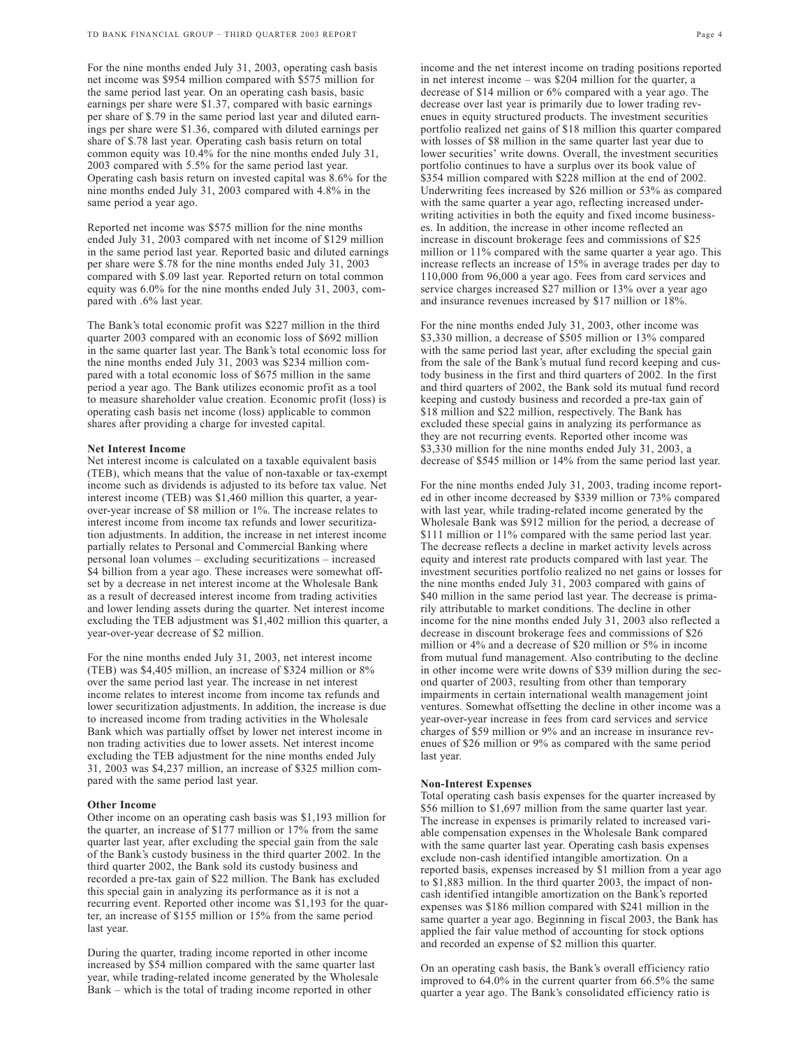For the nine months ended July 31, 2003, operating cash basis net income was $954 million compared with $575 million for the same period last year. On an operating cash basis, basic earnings per share were $1.37, compared with basic earnings per share of $.79 in the same period last year and diluted earnings per share were $1.36, compared with diluted earnings per share of $.78 last year. Operating cash basis return on total common equity was 10.4% for the nine months ended July 31, 2003 compared with 5.5% for the same period last year. Operating cash basis return on invested capital was 8.6% for the nine months ended July 31, 2003 compared with 4.8% in the same period a year ago.

Reported net income was $575 million for the nine months ended July 31, 2003 compared with net income of $129 million in the same period last year. Reported basic and diluted earnings per share were $.78 for the nine months ended July 31, 2003 compared with $.09 last year. Reported return on total common equity was 6.0% for the nine months ended July 31, 2003, compared with .6% last year.

The Bank's total economic profit was $227 million in the third quarter 2003 compared with an economic loss of $692 million in the same quarter last year. The Bank's total economic loss for the nine months ended July 31, 2003 was $234 million compared with a total economic loss of $675 million in the same period a year ago. The Bank utilizes economic profit as a tool to measure shareholder value creation. Economic profit (loss) is operating cash basis net income (loss) applicable to common shares after providing a charge for invested capital.

**Net Interest Income**

Net interest income is calculated on a taxable equivalent basis (TEB), which means that the value of non-taxable or tax-exempt income such as dividends is adjusted to its before tax value. Net interest income (TEB) was $1,460 million this quarter, a year-over-year increase of $8 million or 1%. The increase relates to interest income from income tax refunds and lower securitization adjustments. In addition, the increase in net interest income partially relates to Personal and Commercial Banking where personal loan volumes – excluding securitizations – increased $4 billion from a year ago. These increases were somewhat offset by a decrease in net interest income at the Wholesale Bank as a result of decreased interest income from trading activities and lower lending assets during the quarter. Net interest income excluding the TEB adjustment was $1,402 million this quarter, a year-over-year decrease of $2 million.

For the nine months ended July 31, 2003, net interest income (TEB) was $4,405 million, an increase of $324 million or 8% over the same period last year. The increase in net interest income relates to interest income from income tax refunds and lower securitization adjustments. In addition, the increase is due to increased income from trading activities in the Wholesale Bank which was partially offset by lower net interest income in non trading activities due to lower assets. Net interest income excluding the TEB adjustment for the nine months ended July 31, 2003 was $4,237 million, an increase of $325 million compared with the same period last year.

**Other Income**

Other income on an operating cash basis was $1,193 million for the quarter, an increase of $177 million or 17% from the same quarter last year, after excluding the special gain from the sale of the Bank's custody business in the third quarter 2002. In the third quarter 2002, the Bank sold its custody business and recorded a pre-tax gain of $22 million. The Bank has excluded this special gain in analyzing its performance as it is not a recurring event. Reported other income was $1,193 for the quarter, an increase of $155 million or 15% from the same period last year.

During the quarter, trading income reported in other income increased by $54 million compared with the same quarter last year, while trading-related income generated by the Wholesale Bank – which is the total of trading income reported in other income and the net interest income on trading positions reported in net interest income – was $204 million for the quarter, a decrease of $14 million or 6% compared with a year ago. The decrease over last year is primarily due to lower trading revenues in equity structured products. The investment securities portfolio realized net gains of $18 million this quarter compared with losses of $8 million in the same quarter last year due to lower securities' write downs. Overall, the investment securities portfolio continues to have a surplus over its book value of $354 million compared with $228 million at the end of 2002. Underwriting fees increased by $26 million or 53% as compared with the same quarter a year ago, reflecting increased underwriting activities in both the equity and fixed income businesses. In addition, the increase in other income reflected an increase in discount brokerage fees and commissions of $25 million or 11% compared with the same quarter a year ago. This increase reflects an increase of 15% in average trades per day to 110,000 from 96,000 a year ago. Fees from card services and service charges increased $27 million or 13% over a year ago and insurance revenues increased by $17 million or 18%.

For the nine months ended July 31, 2003, other income was $3,330 million, a decrease of $505 million or 13% compared with the same period last year, after excluding the special gain from the sale of the Bank's mutual fund record keeping and custody business in the first and third quarters of 2002. In the first and third quarters of 2002, the Bank sold its mutual fund record keeping and custody business and recorded a pre-tax gain of $18 million and $22 million, respectively. The Bank has excluded these special gains in analyzing its performance as they are not recurring events. Reported other income was $3,330 million for the nine months ended July 31, 2003, a decrease of $545 million or 14% from the same period last year.

For the nine months ended July 31, 2003, trading income reported in other income decreased by $339 million or 73% compared with last year, while trading-related income generated by the Wholesale Bank was $912 million for the period, a decrease of $111 million or 11% compared with the same period last year. The decrease reflects a decline in market activity levels across equity and interest rate products compared with last year. The investment securities portfolio realized no net gains or losses for the nine months ended July 31, 2003 compared with gains of $40 million in the same period last year. The decrease is primarily attributable to market conditions. The decline in other income for the nine months ended July 31, 2003 also reflected a decrease in discount brokerage fees and commissions of $26 million or 4% and a decrease of $20 million or 5% in income from mutual fund management. Also contributing to the decline in other income were write downs of $39 million during the second quarter of 2003, resulting from other than temporary impairments in certain international wealth management joint ventures. Somewhat offsetting the decline in other income was a year-over-year increase in fees from card services and service charges of $59 million or 9% and an increase in insurance revenues of $26 million or 9% as compared with the same period last year.

**Non-Interest Expenses**

Total operating cash basis expenses for the quarter increased by $56 million to $1,697 million from the same quarter last year. The increase in expenses is primarily related to increased variable compensation expenses in the Wholesale Bank compared with the same quarter last year. Operating cash basis expenses exclude non-cash identified intangible amortization. On a reported basis, expenses increased by $1 million from a year ago to $1,883 million. In the third quarter 2003, the impact of non-cash identified intangible amortization on the Bank's reported expenses was $186 million compared with $241 million in the same quarter a year ago. Beginning in fiscal 2003, the Bank has applied the fair value method of accounting for stock options and recorded an expense of $2 million this quarter.

On an operating cash basis, the Bank's overall efficiency ratio improved to 64.0% in the current quarter from 66.5% the same quarter a year ago. The Bank's consolidated efficiency ratio is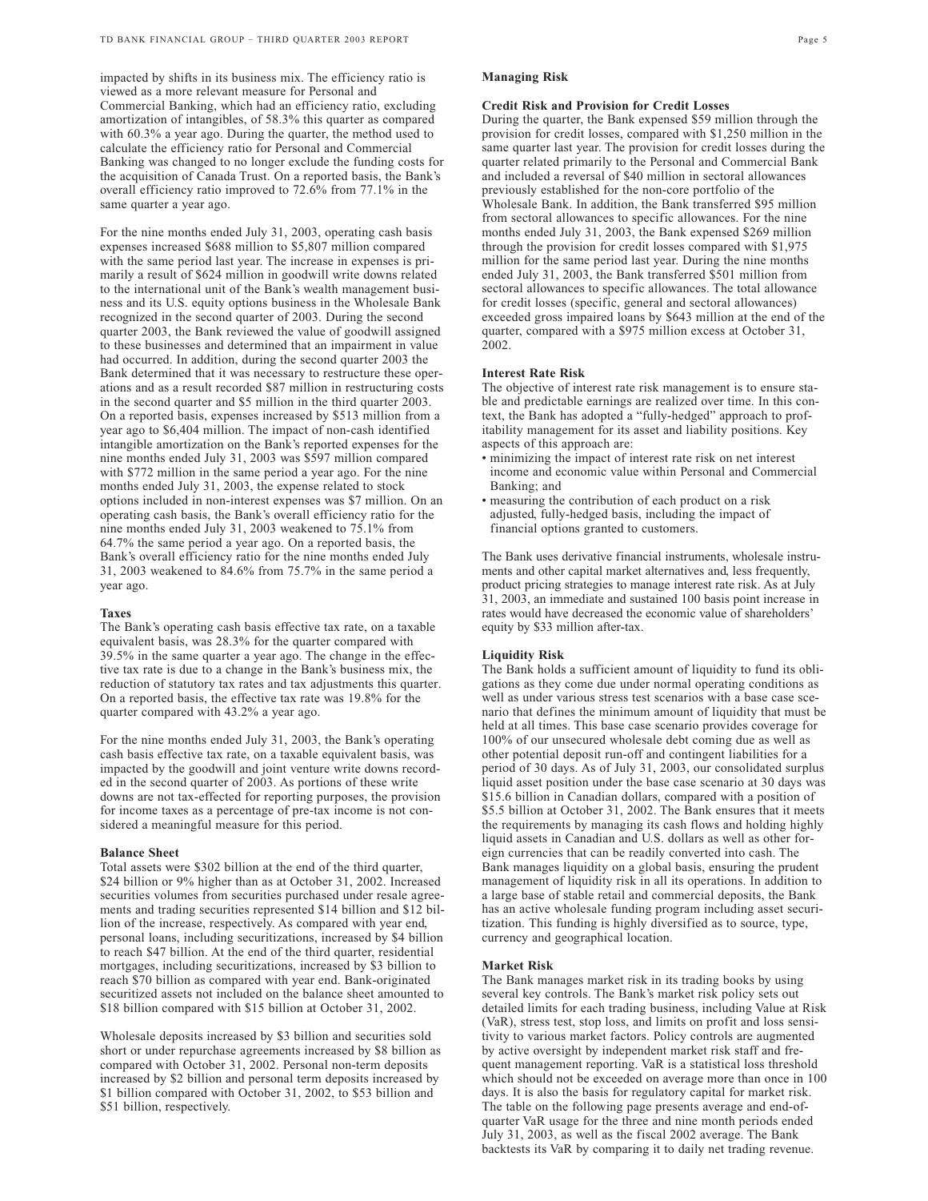impacted by shifts in its business mix. The efficiency ratio is viewed as a more relevant measure for Personal and Commercial Banking, which had an efficiency ratio, excluding amortization of intangibles, of 58.3% this quarter as compared with 60.3% a year ago. During the quarter, the method used to calculate the efficiency ratio for Personal and Commercial Banking was changed to no longer exclude the funding costs for the acquisition of Canada Trust. On a reported basis, the Bank's overall efficiency ratio improved to 72.6% from 77.1% in the same quarter a year ago.

For the nine months ended July 31, 2003, operating cash basis expenses increased $688 million to $5,807 million compared with the same period last year. The increase in expenses is primarily a result of $624 million in goodwill write downs related to the international unit of the Bank's wealth management business and its U.S. equity options business in the Wholesale Bank recognized in the second quarter of 2003. During the second quarter 2003, the Bank reviewed the value of goodwill assigned to these businesses and determined that an impairment in value had occurred. In addition, during the second quarter 2003 the Bank determined that it was necessary to restructure these operations and as a result recorded $87 million in restructuring costs in the second quarter and $5 million in the third quarter 2003. On a reported basis, expenses increased by $513 million from a year ago to $6,404 million. The impact of non-cash identified intangible amortization on the Bank's reported expenses for the nine months ended July 31, 2003 was $597 million compared with $772 million in the same period a year ago. For the nine months ended July 31, 2003, the expense related to stock options included in non-interest expenses was $7 million. On an operating cash basis, the Bank's overall efficiency ratio for the nine months ended July 31, 2003 weakened to 75.1% from 64.7% the same period a year ago. On a reported basis, the Bank's overall efficiency ratio for the nine months ended July 31, 2003 weakened to 84.6% from 75.7% in the same period a year ago.

### Taxes

The Bank's operating cash basis effective tax rate, on a taxable equivalent basis, was 28.3% for the quarter compared with 39.5% in the same quarter a year ago. The change in the effective tax rate is due to a change in the Bank's business mix, the reduction of statutory tax rates and tax adjustments this quarter. On a reported basis, the effective tax rate was 19.8% for the quarter compared with 43.2% a year ago.

For the nine months ended July 31, 2003, the Bank's operating cash basis effective tax rate, on a taxable equivalent basis, was impacted by the goodwill and joint venture write downs recorded in the second quarter of 2003. As portions of these write downs are not tax-effected for reporting purposes, the provision for income taxes as a percentage of pre-tax income is not considered a meaningful measure for this period.

### Balance Sheet

Total assets were $302 billion at the end of the third quarter, $24 billion or 9% higher than as at October 31, 2002. Increased securities volumes from securities purchased under resale agreements and trading securities represented $14 billion and $12 billion of the increase, respectively. As compared with year end, personal loans, including securitizations, increased by $4 billion to reach $47 billion. At the end of the third quarter, residential mortgages, including securitizations, increased by $3 billion to reach $70 billion as compared with year end. Bank-originated securitized assets not included on the balance sheet amounted to $18 billion compared with $15 billion at October 31, 2002.

Wholesale deposits increased by $3 billion and securities sold short or under repurchase agreements increased by $8 billion as compared with October 31, 2002. Personal non-term deposits increased by $2 billion and personal term deposits increased by $1 billion compared with October 31, 2002, to $53 billion and $51 billion, respectively.

## Managing Risk

### Credit Risk and Provision for Credit Losses

During the quarter, the Bank expensed $59 million through the provision for credit losses, compared with $1,250 million in the same quarter last year. The provision for credit losses during the quarter related primarily to the Personal and Commercial Bank and included a reversal of $40 million in sectoral allowances previously established for the non-core portfolio of the Wholesale Bank. In addition, the Bank transferred $95 million from sectoral allowances to specific allowances. For the nine months ended July 31, 2003, the Bank expensed $269 million through the provision for credit losses compared with $1,975 million for the same period last year. During the nine months ended July 31, 2003, the Bank transferred $501 million from sectoral allowances to specific allowances. The total allowance for credit losses (specific, general and sectoral allowances) exceeded gross impaired loans by $643 million at the end of the quarter, compared with a $975 million excess at October 31, 2002.

### Interest Rate Risk

The objective of interest rate risk management is to ensure stable and predictable earnings are realized over time. In this context, the Bank has adopted a "fully-hedged" approach to profitability management for its asset and liability positions. Key aspects of this approach are:

- minimizing the impact of interest rate risk on net interest income and economic value within Personal and Commercial Banking; and
- measuring the contribution of each product on a risk adjusted, fully-hedged basis, including the impact of financial options granted to customers.

The Bank uses derivative financial instruments, wholesale instruments and other capital market alternatives and, less frequently, product pricing strategies to manage interest rate risk. As at July 31, 2003, an immediate and sustained 100 basis point increase in rates would have decreased the economic value of shareholders' equity by $33 million after-tax.

### Liquidity Risk

The Bank holds a sufficient amount of liquidity to fund its obligations as they come due under normal operating conditions as well as under various stress test scenarios with a base case scenario that defines the minimum amount of liquidity that must be held at all times. This base case scenario provides coverage for 100% of our unsecured wholesale debt coming due as well as other potential deposit run-off and contingent liabilities for a period of 30 days. As of July 31, 2003, our consolidated surplus liquid asset position under the base case scenario at 30 days was $15.6 billion in Canadian dollars, compared with a position of $5.5 billion at October 31, 2002. The Bank ensures that it meets the requirements by managing its cash flows and holding highly liquid assets in Canadian and U.S. dollars as well as other foreign currencies that can be readily converted into cash. The Bank manages liquidity on a global basis, ensuring the prudent management of liquidity risk in all its operations. In addition to a large base of stable retail and commercial deposits, the Bank has an active wholesale funding program including asset securitization. This funding is highly diversified as to source, type, currency and geographical location.

### Market Risk

The Bank manages market risk in its trading books by using several key controls. The Bank's market risk policy sets out detailed limits for each trading business, including Value at Risk (VaR), stress test, stop loss, and limits on profit and loss sensitivity to various market factors. Policy controls are augmented by active oversight by independent market risk staff and frequent management reporting. VaR is a statistical loss threshold which should not be exceeded on average more than once in 100 days. It is also the basis for regulatory capital for market risk. The table on the following page presents average and end-of-quarter VaR usage for the three and nine month periods ended July 31, 2003, as well as the fiscal 2002 average. The Bank backtests its VaR by comparing it to daily net trading revenue.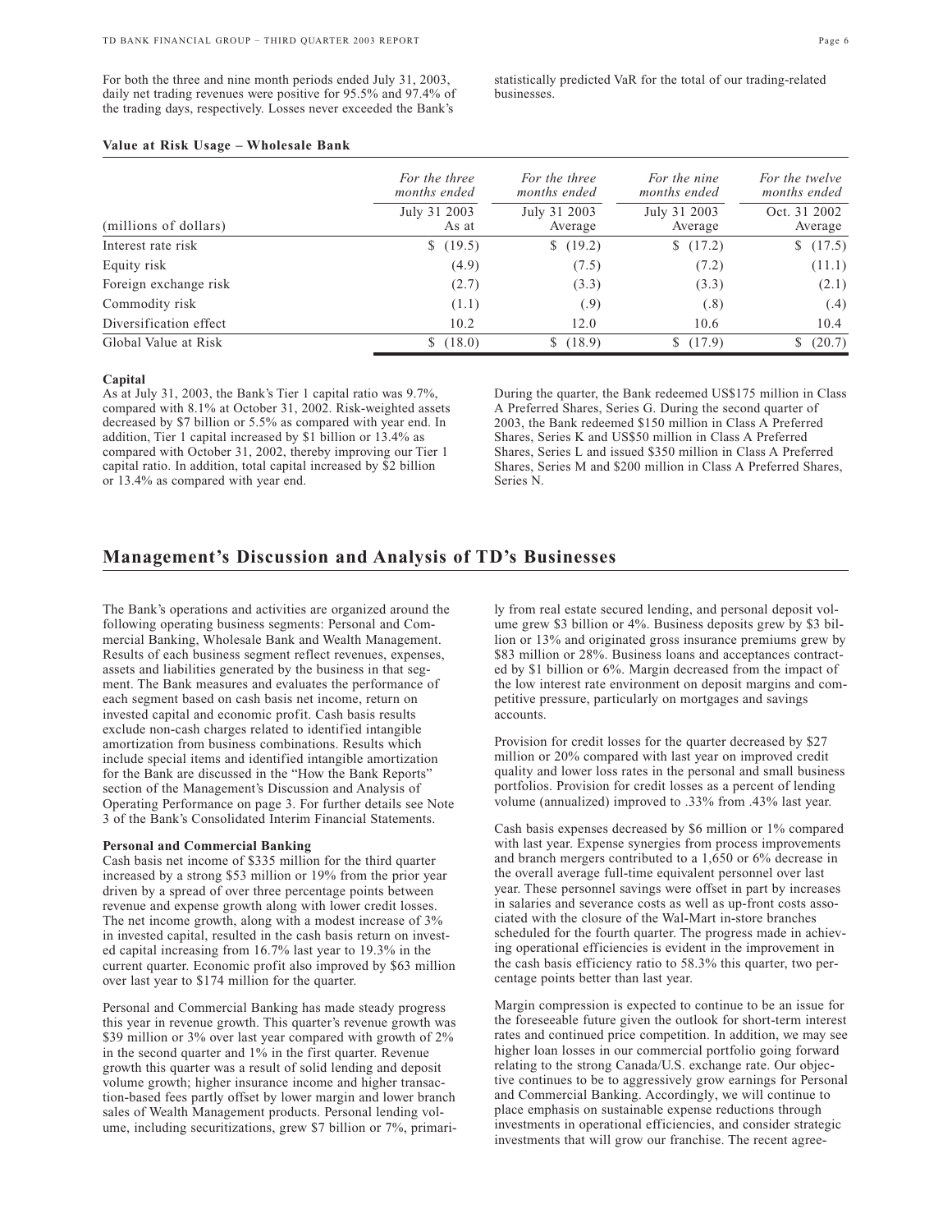For both the three and nine month periods ended July 31, 2003, daily net trading revenues were positive for 95.5% and 97.4% of the trading days, respectively. Losses never exceeded the Bank's statistically predicted VaR for the total of our trading-related businesses.

**Value at Risk Usage – Wholesale Bank**

| (millions of dollars) | *For the three months ended* July 31 2003 As at | *For the three months ended* July 31 2003 Average | *For the nine months ended* July 31 2003 Average | *For the twelve months ended* Oct. 31 2002 Average |
|---|---|---|---|---|
| Interest rate risk | $ (19.5) | $ (19.2) | $ (17.2) | $ (17.5) |
| Equity risk | (4.9) | (7.5) | (7.2) | (11.1) |
| Foreign exchange risk | (2.7) | (3.3) | (3.3) | (2.1) |
| Commodity risk | (1.1) | (.9) | (.8) | (.4) |
| Diversification effect | 10.2 | 12.0 | 10.6 | 10.4 |
| Global Value at Risk | $ (18.0) | $ (18.9) | $ (17.9) | $ (20.7) |

**Capital**

As at July 31, 2003, the Bank's Tier 1 capital ratio was 9.7%, compared with 8.1% at October 31, 2002. Risk-weighted assets decreased by $7 billion or 5.5% as compared with year end. In addition, Tier 1 capital increased by $1 billion or 13.4% as compared with October 31, 2002, thereby improving our Tier 1 capital ratio. In addition, total capital increased by $2 billion or 13.4% as compared with year end.

During the quarter, the Bank redeemed US$175 million in Class A Preferred Shares, Series G. During the second quarter of 2003, the Bank redeemed $150 million in Class A Preferred Shares, Series K and US$50 million in Class A Preferred Shares, Series L and issued $350 million in Class A Preferred Shares, Series M and $200 million in Class A Preferred Shares, Series N.

## Management's Discussion and Analysis of TD's Businesses

The Bank's operations and activities are organized around the following operating business segments: Personal and Commercial Banking, Wholesale Bank and Wealth Management. Results of each business segment reflect revenues, expenses, assets and liabilities generated by the business in that segment. The Bank measures and evaluates the performance of each segment based on cash basis net income, return on invested capital and economic profit. Cash basis results exclude non-cash charges related to identified intangible amortization from business combinations. Results which include special items and identified intangible amortization for the Bank are discussed in the "How the Bank Reports" section of the Management's Discussion and Analysis of Operating Performance on page 3. For further details see Note 3 of the Bank's Consolidated Interim Financial Statements.

**Personal and Commercial Banking**

Cash basis net income of $335 million for the third quarter increased by a strong $53 million or 19% from the prior year driven by a spread of over three percentage points between revenue and expense growth along with lower credit losses. The net income growth, along with a modest increase of 3% in invested capital, resulted in the cash basis return on invested capital increasing from 16.7% last year to 19.3% in the current quarter. Economic profit also improved by $63 million over last year to $174 million for the quarter.

Personal and Commercial Banking has made steady progress this year in revenue growth. This quarter's revenue growth was $39 million or 3% over last year compared with growth of 2% in the second quarter and 1% in the first quarter. Revenue growth this quarter was a result of solid lending and deposit volume growth; higher insurance income and higher transaction-based fees partly offset by lower margin and lower branch sales of Wealth Management products. Personal lending volume, including securitizations, grew $7 billion or 7%, primarily from real estate secured lending, and personal deposit volume grew $3 billion or 4%. Business deposits grew by $3 billion or 13% and originated gross insurance premiums grew by $83 million or 28%. Business loans and acceptances contracted by $1 billion or 6%. Margin decreased from the impact of the low interest rate environment on deposit margins and competitive pressure, particularly on mortgages and savings accounts.

Provision for credit losses for the quarter decreased by $27 million or 20% compared with last year on improved credit quality and lower loss rates in the personal and small business portfolios. Provision for credit losses as a percent of lending volume (annualized) improved to .33% from .43% last year.

Cash basis expenses decreased by $6 million or 1% compared with last year. Expense synergies from process improvements and branch mergers contributed to a 1,650 or 6% decrease in the overall average full-time equivalent personnel over last year. These personnel savings were offset in part by increases in salaries and severance costs as well as up-front costs associated with the closure of the Wal-Mart in-store branches scheduled for the fourth quarter. The progress made in achieving operational efficiencies is evident in the improvement in the cash basis efficiency ratio to 58.3% this quarter, two percentage points better than last year.

Margin compression is expected to continue to be an issue for the foreseeable future given the outlook for short-term interest rates and continued price competition. In addition, we may see higher loan losses in our commercial portfolio going forward relating to the strong Canada/U.S. exchange rate. Our objective continues to be to aggressively grow earnings for Personal and Commercial Banking. Accordingly, we will continue to place emphasis on sustainable expense reductions through investments in operational efficiencies, and consider strategic investments that will grow our franchise. The recent agree-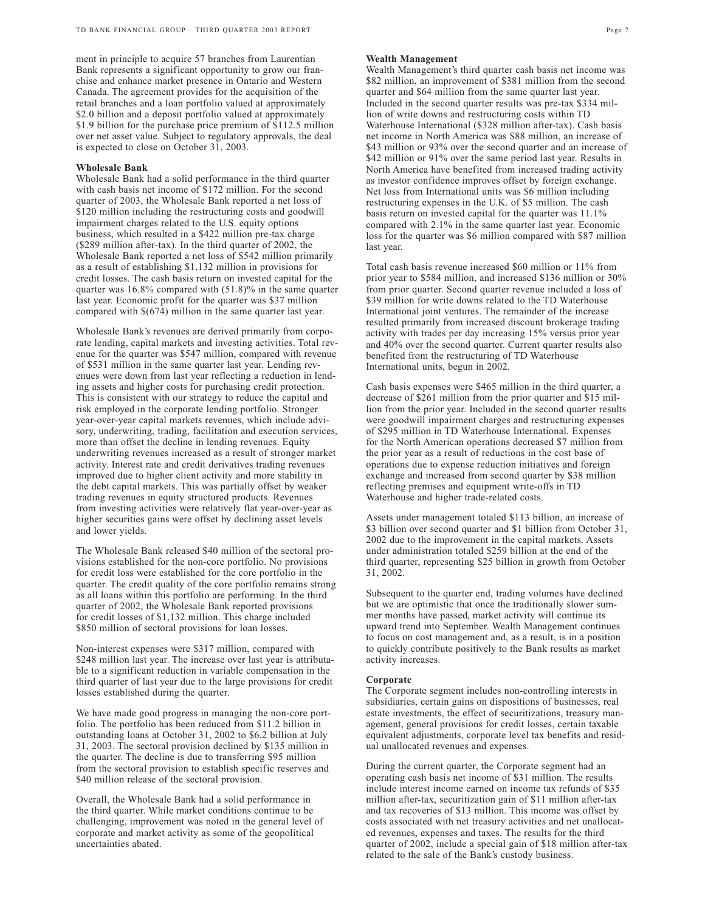ment in principle to acquire 57 branches from Laurentian Bank represents a significant opportunity to grow our franchise and enhance market presence in Ontario and Western Canada. The agreement provides for the acquisition of the retail branches and a loan portfolio valued at approximately $2.0 billion and a deposit portfolio valued at approximately $1.9 billion for the purchase price premium of $112.5 million over net asset value. Subject to regulatory approvals, the deal is expected to close on October 31, 2003.

**Wholesale Bank**

Wholesale Bank had a solid performance in the third quarter with cash basis net income of $172 million. For the second quarter of 2003, the Wholesale Bank reported a net loss of $120 million including the restructuring costs and goodwill impairment charges related to the U.S. equity options business, which resulted in a $422 million pre-tax charge ($289 million after-tax). In the third quarter of 2002, the Wholesale Bank reported a net loss of $542 million primarily as a result of establishing $1,132 million in provisions for credit losses. The cash basis return on invested capital for the quarter was 16.8% compared with (51.8)% in the same quarter last year. Economic profit for the quarter was $37 million compared with $(674) million in the same quarter last year.

Wholesale Bank's revenues are derived primarily from corporate lending, capital markets and investing activities. Total revenue for the quarter was $547 million, compared with revenue of $531 million in the same quarter last year. Lending revenues were down from last year reflecting a reduction in lending assets and higher costs for purchasing credit protection. This is consistent with our strategy to reduce the capital and risk employed in the corporate lending portfolio. Stronger year-over-year capital markets revenues, which include advisory, underwriting, trading, facilitation and execution services, more than offset the decline in lending revenues. Equity underwriting revenues increased as a result of stronger market activity. Interest rate and credit derivatives trading revenues improved due to higher client activity and more stability in the debt capital markets. This was partially offset by weaker trading revenues in equity structured products. Revenues from investing activities were relatively flat year-over-year as higher securities gains were offset by declining asset levels and lower yields.

The Wholesale Bank released $40 million of the sectoral provisions established for the non-core portfolio. No provisions for credit loss were established for the core portfolio in the quarter. The credit quality of the core portfolio remains strong as all loans within this portfolio are performing. In the third quarter of 2002, the Wholesale Bank reported provisions for credit losses of $1,132 million. This charge included $850 million of sectoral provisions for loan losses.

Non-interest expenses were $317 million, compared with $248 million last year. The increase over last year is attributable to a significant reduction in variable compensation in the third quarter of last year due to the large provisions for credit losses established during the quarter.

We have made good progress in managing the non-core portfolio. The portfolio has been reduced from $11.2 billion in outstanding loans at October 31, 2002 to $6.2 billion at July 31, 2003. The sectoral provision declined by $135 million in the quarter. The decline is due to transferring $95 million from the sectoral provision to establish specific reserves and $40 million release of the sectoral provision.

Overall, the Wholesale Bank had a solid performance in the third quarter. While market conditions continue to be challenging, improvement was noted in the general level of corporate and market activity as some of the geopolitical uncertainties abated.

**Wealth Management**

Wealth Management's third quarter cash basis net income was $82 million, an improvement of $381 million from the second quarter and $64 million from the same quarter last year. Included in the second quarter results was pre-tax $334 million of write downs and restructuring costs within TD Waterhouse International ($328 million after-tax). Cash basis net income in North America was $88 million, an increase of $43 million or 93% over the second quarter and an increase of $42 million or 91% over the same period last year. Results in North America have benefited from increased trading activity as investor confidence improves offset by foreign exchange. Net loss from International units was $6 million including restructuring expenses in the U.K. of $5 million. The cash basis return on invested capital for the quarter was 11.1% compared with 2.1% in the same quarter last year. Economic loss for the quarter was $6 million compared with $87 million last year.

Total cash basis revenue increased $60 million or 11% from prior year to $584 million, and increased $136 million or 30% from prior quarter. Second quarter revenue included a loss of $39 million for write downs related to the TD Waterhouse International joint ventures. The remainder of the increase resulted primarily from increased discount brokerage trading activity with trades per day increasing 15% versus prior year and 40% over the second quarter. Current quarter results also benefited from the restructuring of TD Waterhouse International units, begun in 2002.

Cash basis expenses were $465 million in the third quarter, a decrease of $261 million from the prior quarter and $15 million from the prior year. Included in the second quarter results were goodwill impairment charges and restructuring expenses of $295 million in TD Waterhouse International. Expenses for the North American operations decreased $7 million from the prior year as a result of reductions in the cost base of operations due to expense reduction initiatives and foreign exchange and increased from second quarter by $38 million reflecting premises and equipment write-offs in TD Waterhouse and higher trade-related costs.

Assets under management totaled $113 billion, an increase of $3 billion over second quarter and $1 billion from October 31, 2002 due to the improvement in the capital markets. Assets under administration totaled $259 billion at the end of the third quarter, representing $25 billion in growth from October 31, 2002.

Subsequent to the quarter end, trading volumes have declined but we are optimistic that once the traditionally slower summer months have passed, market activity will continue its upward trend into September. Wealth Management continues to focus on cost management and, as a result, is in a position to quickly contribute positively to the Bank results as market activity increases.

**Corporate**

The Corporate segment includes non-controlling interests in subsidiaries, certain gains on dispositions of businesses, real estate investments, the effect of securitizations, treasury management, general provisions for credit losses, certain taxable equivalent adjustments, corporate level tax benefits and residual unallocated revenues and expenses.

During the current quarter, the Corporate segment had an operating cash basis net income of $31 million. The results include interest income earned on income tax refunds of $35 million after-tax, securitization gain of $11 million after-tax and tax recoveries of $13 million. This income was offset by costs associated with net treasury activities and net unallocated revenues, expenses and taxes. The results for the third quarter of 2002, include a special gain of $18 million after-tax related to the sale of the Bank's custody business.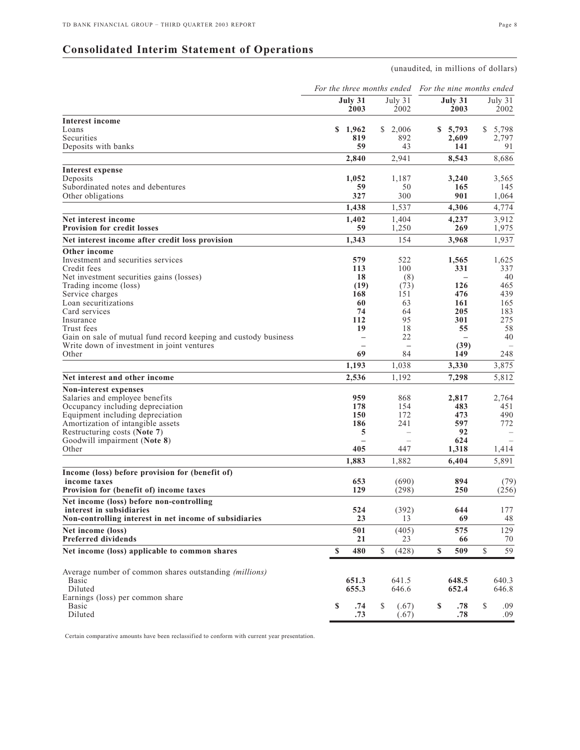## Consolidated Interim Statement of Operations

(unaudited, in millions of dollars)

| | For the three months ended | | For the nine months ended | |
|---|---|---|---|---|
| | **July 31 2003** | July 31 2002 | **July 31 2003** | July 31 2002 |
| **Interest income** | | | | |
| Loans | **$ 1,962** | $ 2,006 | **$ 5,793** | $ 5,798 |
| Securities | **819** | 892 | **2,609** | 2,797 |
| Deposits with banks | **59** | 43 | **141** | 91 |
| | **2,840** | 2,941 | **8,543** | 8,686 |
| **Interest expense** | | | | |
| Deposits | **1,052** | 1,187 | **3,240** | 3,565 |
| Subordinated notes and debentures | **59** | 50 | **165** | 145 |
| Other obligations | **327** | 300 | **901** | 1,064 |
| | **1,438** | 1,537 | **4,306** | 4,774 |
| **Net interest income** | **1,402** | 1,404 | **4,237** | 3,912 |
| **Provision for credit losses** | **59** | 1,250 | **269** | 1,975 |
| **Net interest income after credit loss provision** | **1,343** | 154 | **3,968** | 1,937 |
| **Other income** | | | | |
| Investment and securities services | **579** | 522 | **1,565** | 1,625 |
| Credit fees | **113** | 100 | **331** | 337 |
| Net investment securities gains (losses) | **18** | (8) | **–** | 40 |
| Trading income (loss) | **(19)** | (73) | **126** | 465 |
| Service charges | **168** | 151 | **476** | 439 |
| Loan securitizations | **60** | 63 | **161** | 165 |
| Card services | **74** | 64 | **205** | 183 |
| Insurance | **112** | 95 | **301** | 275 |
| Trust fees | **19** | 18 | **55** | 58 |
| Gain on sale of mutual fund record keeping and custody business | **–** | 22 | **–** | 40 |
| Write down of investment in joint ventures | **–** | – | **(39)** | – |
| Other | **69** | 84 | **149** | 248 |
| | **1,193** | 1,038 | **3,330** | 3,875 |
| **Net interest and other income** | **2,536** | 1,192 | **7,298** | 5,812 |
| **Non-interest expenses** | | | | |
| Salaries and employee benefits | **959** | 868 | **2,817** | 2,764 |
| Occupancy including depreciation | **178** | 154 | **483** | 451 |
| Equipment including depreciation | **150** | 172 | **473** | 490 |
| Amortization of intangible assets | **186** | 241 | **597** | 772 |
| Restructuring costs (**Note 7**) | **5** | – | **92** | – |
| Goodwill impairment (**Note 8**) | **–** | – | **624** | – |
| Other | **405** | 447 | **1,318** | 1,414 |
| | **1,883** | 1,882 | **6,404** | 5,891 |
| **Income (loss) before provision for (benefit of) income taxes** | **653** | (690) | **894** | (79) |
| **Provision for (benefit of) income taxes** | **129** | (298) | **250** | (256) |
| **Net income (loss) before non-controlling interest in subsidiaries** | **524** | (392) | **644** | 177 |
| **Non-controlling interest in net income of subsidiaries** | **23** | 13 | **69** | 48 |
| **Net income (loss)** | **501** | (405) | **575** | 129 |
| **Preferred dividends** | **21** | 23 | **66** | 70 |
| **Net income (loss) applicable to common shares** | **$ 480** | $ (428) | **$ 509** | $ 59 |
| Average number of common shares outstanding *(millions)* | | | | |
| Basic | **651.3** | 641.5 | **648.5** | 640.3 |
| Diluted | **655.3** | 646.6 | **652.4** | 646.8 |
| Earnings (loss) per common share | | | | |
| Basic | **$ .74** | $ (.67) | **$ .78** | $ .09 |
| Diluted | **.73** | (.67) | **.78** | .09 |

Certain comparative amounts have been reclassified to conform with current year presentation.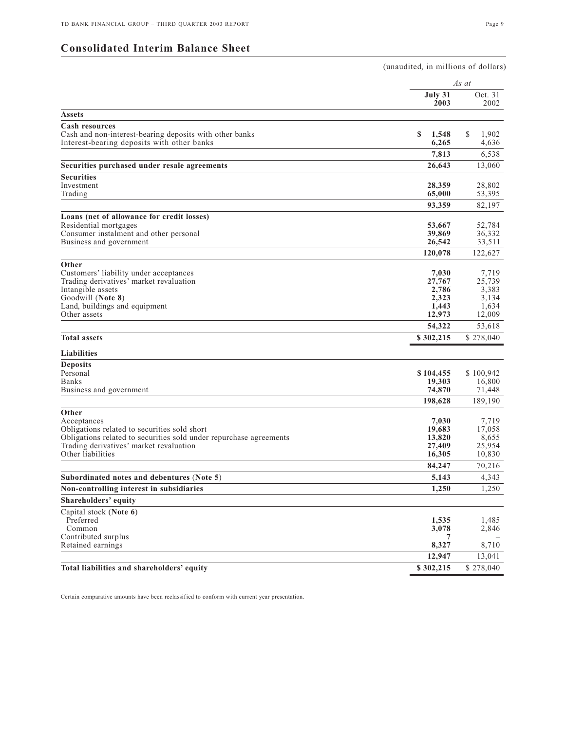# Consolidated Interim Balance Sheet

(unaudited, in millions of dollars)

| | As at | |
|---|---|---|
| | **July 31 2003** | Oct. 31 2002 |
| **Assets** | | |
| **Cash resources** | | |
| Cash and non-interest-bearing deposits with other banks | **$ 1,548** | $ 1,902 |
| Interest-bearing deposits with other banks | **6,265** | 4,636 |
| | **7,813** | 6,538 |
| **Securities purchased under resale agreements** | **26,643** | 13,060 |
| **Securities** | | |
| Investment | **28,359** | 28,802 |
| Trading | **65,000** | 53,395 |
| | **93,359** | 82,197 |
| **Loans (net of allowance for credit losses)** | | |
| Residential mortgages | **53,667** | 52,784 |
| Consumer instalment and other personal | **39,869** | 36,332 |
| Business and government | **26,542** | 33,511 |
| | **120,078** | 122,627 |
| **Other** | | |
| Customers' liability under acceptances | **7,030** | 7,719 |
| Trading derivatives' market revaluation | **27,767** | 25,739 |
| Intangible assets | **2,786** | 3,383 |
| Goodwill (**Note 8**) | **2,323** | 3,134 |
| Land, buildings and equipment | **1,443** | 1,634 |
| Other assets | **12,973** | 12,009 |
| | **54,322** | 53,618 |
| **Total assets** | **$ 302,215** | $ 278,040 |
| **Liabilities** | | |
| **Deposits** | | |
| Personal | **$ 104,455** | $ 100,942 |
| Banks | **19,303** | 16,800 |
| Business and government | **74,870** | 71,448 |
| | **198,628** | 189,190 |
| **Other** | | |
| Acceptances | **7,030** | 7,719 |
| Obligations related to securities sold short | **19,683** | 17,058 |
| Obligations related to securities sold under repurchase agreements | **13,820** | 8,655 |
| Trading derivatives' market revaluation | **27,409** | 25,954 |
| Other liabilities | **16,305** | 10,830 |
| | **84,247** | 70,216 |
| **Subordinated notes and debentures (Note 5)** | **5,143** | 4,343 |
| **Non-controlling interest in subsidiaries** | **1,250** | 1,250 |
| **Shareholders' equity** | | |
| Capital stock (**Note 6**) | | |
| Preferred | **1,535** | 1,485 |
| Common | **3,078** | 2,846 |
| Contributed surplus | **7** | – |
| Retained earnings | **8,327** | 8,710 |
| | **12,947** | 13,041 |
| **Total liabilities and shareholders' equity** | **$ 302,215** | $ 278,040 |

Certain comparative amounts have been reclassified to conform with current year presentation.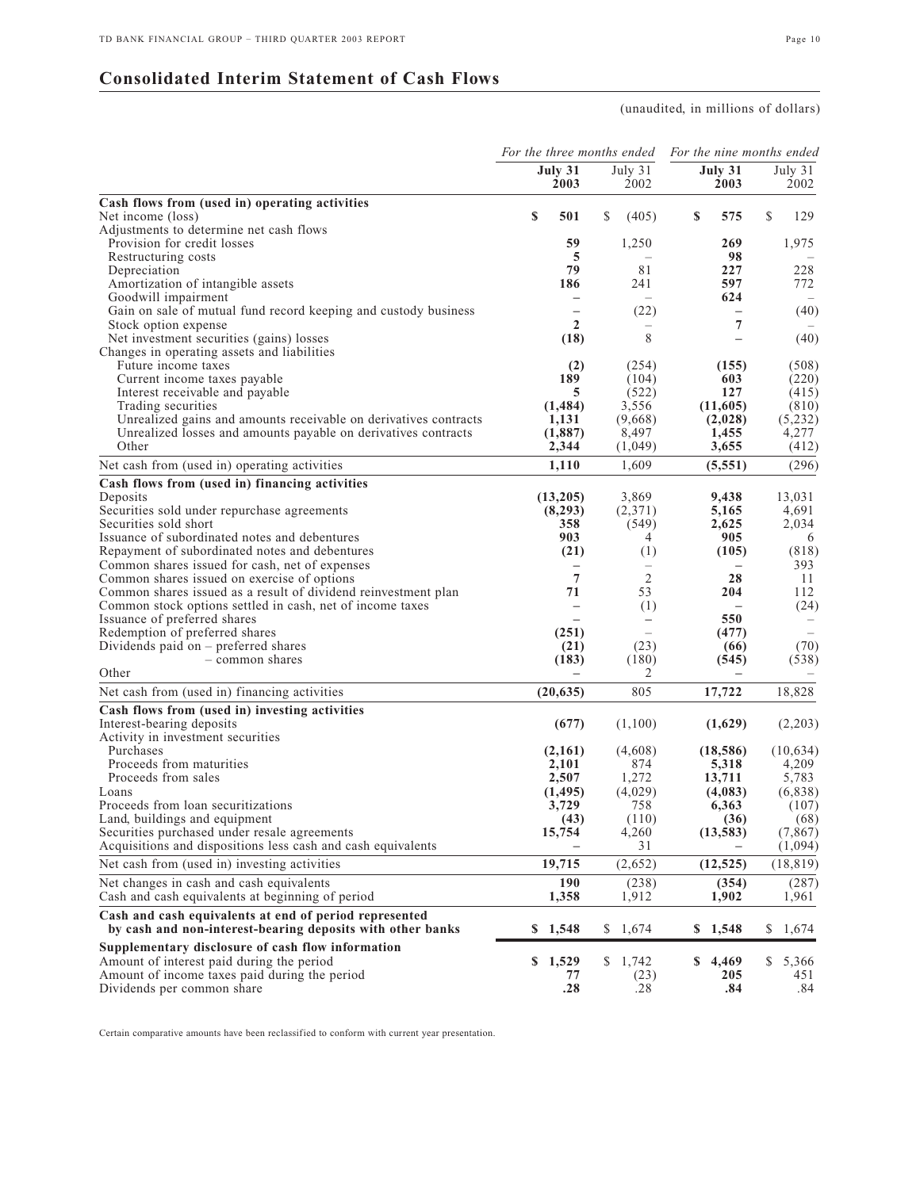# Consolidated Interim Statement of Cash Flows

(unaudited, in millions of dollars)

| | For the three months ended | | For the nine months ended | |
|---|---|---|---|---|
| | **July 31 2003** | July 31 2002 | **July 31 2003** | July 31 2002 |
| **Cash flows from (used in) operating activities** | | | | |
| Net income (loss) | **$ 501** | $ (405) | **$ 575** | $ 129 |
| Adjustments to determine net cash flows | | | | |
| Provision for credit losses | **59** | 1,250 | **269** | 1,975 |
| Restructuring costs | **5** | – | **98** | – |
| Depreciation | **79** | 81 | **227** | 228 |
| Amortization of intangible assets | **186** | 241 | **597** | 772 |
| Goodwill impairment | **–** | – | **624** | – |
| Gain on sale of mutual fund record keeping and custody business | **–** | (22) | **–** | (40) |
| Stock option expense | **2** | – | **7** | – |
| Net investment securities (gains) losses | **(18)** | 8 | **–** | (40) |
| Changes in operating assets and liabilities | | | | |
| Future income taxes | **(2)** | (254) | **(155)** | (508) |
| Current income taxes payable | **189** | (104) | **603** | (220) |
| Interest receivable and payable | **5** | (522) | **127** | (415) |
| Trading securities | **(1,484)** | 3,556 | **(11,605)** | (810) |
| Unrealized gains and amounts receivable on derivatives contracts | **1,131** | (9,668) | **(2,028)** | (5,232) |
| Unrealized losses and amounts payable on derivatives contracts | **(1,887)** | 8,497 | **1,455** | 4,277 |
| Other | **2,344** | (1,049) | **3,655** | (412) |
| Net cash from (used in) operating activities | **1,110** | 1,609 | **(5,551)** | (296) |
| **Cash flows from (used in) financing activities** | | | | |
| Deposits | **(13,205)** | 3,869 | **9,438** | 13,031 |
| Securities sold under repurchase agreements | **(8,293)** | (2,371) | **5,165** | 4,691 |
| Securities sold short | **358** | (549) | **2,625** | 2,034 |
| Issuance of subordinated notes and debentures | **903** | 4 | **905** | 6 |
| Repayment of subordinated notes and debentures | **(21)** | (1) | **(105)** | (818) |
| Common shares issued for cash, net of expenses | **–** | – | **–** | 393 |
| Common shares issued on exercise of options | **7** | 2 | **28** | 11 |
| Common shares issued as a result of dividend reinvestment plan | **71** | 53 | **204** | 112 |
| Common stock options settled in cash, net of income taxes | **–** | (1) | **–** | (24) |
| Issuance of preferred shares | **–** | – | **550** | – |
| Redemption of preferred shares | **(251)** | – | **(477)** | – |
| Dividends paid on – preferred shares | **(21)** | (23) | **(66)** | (70) |
| – common shares | **(183)** | (180) | **(545)** | (538) |
| Other | **–** | 2 | **–** | – |
| Net cash from (used in) financing activities | **(20,635)** | 805 | **17,722** | 18,828 |
| **Cash flows from (used in) investing activities** | | | | |
| Interest-bearing deposits | **(677)** | (1,100) | **(1,629)** | (2,203) |
| Activity in investment securities | | | | |
| Purchases | **(2,161)** | (4,608) | **(18,586)** | (10,634) |
| Proceeds from maturities | **2,101** | 874 | **5,318** | 4,209 |
| Proceeds from sales | **2,507** | 1,272 | **13,711** | 5,783 |
| Loans | **(1,495)** | (4,029) | **(4,083)** | (6,838) |
| Proceeds from loan securitizations | **3,729** | 758 | **6,363** | (107) |
| Land, buildings and equipment | **(43)** | (110) | **(36)** | (68) |
| Securities purchased under resale agreements | **15,754** | 4,260 | **(13,583)** | (7,867) |
| Acquisitions and dispositions less cash and cash equivalents | **–** | 31 | **–** | (1,094) |
| Net cash from (used in) investing activities | **19,715** | (2,652) | **(12,525)** | (18,819) |
| Net changes in cash and cash equivalents | **190** | (238) | **(354)** | (287) |
| Cash and cash equivalents at beginning of period | **1,358** | 1,912 | **1,902** | 1,961 |
| **Cash and cash equivalents at end of period represented by cash and non-interest-bearing deposits with other banks** | **$ 1,548** | $ 1,674 | **$ 1,548** | $ 1,674 |
| **Supplementary disclosure of cash flow information** | | | | |
| Amount of interest paid during the period | **$ 1,529** | $ 1,742 | **$ 4,469** | $ 5,366 |
| Amount of income taxes paid during the period | **77** | (23) | **205** | 451 |
| Dividends per common share | **.28** | .28 | **.84** | .84 |

Certain comparative amounts have been reclassified to conform with current year presentation.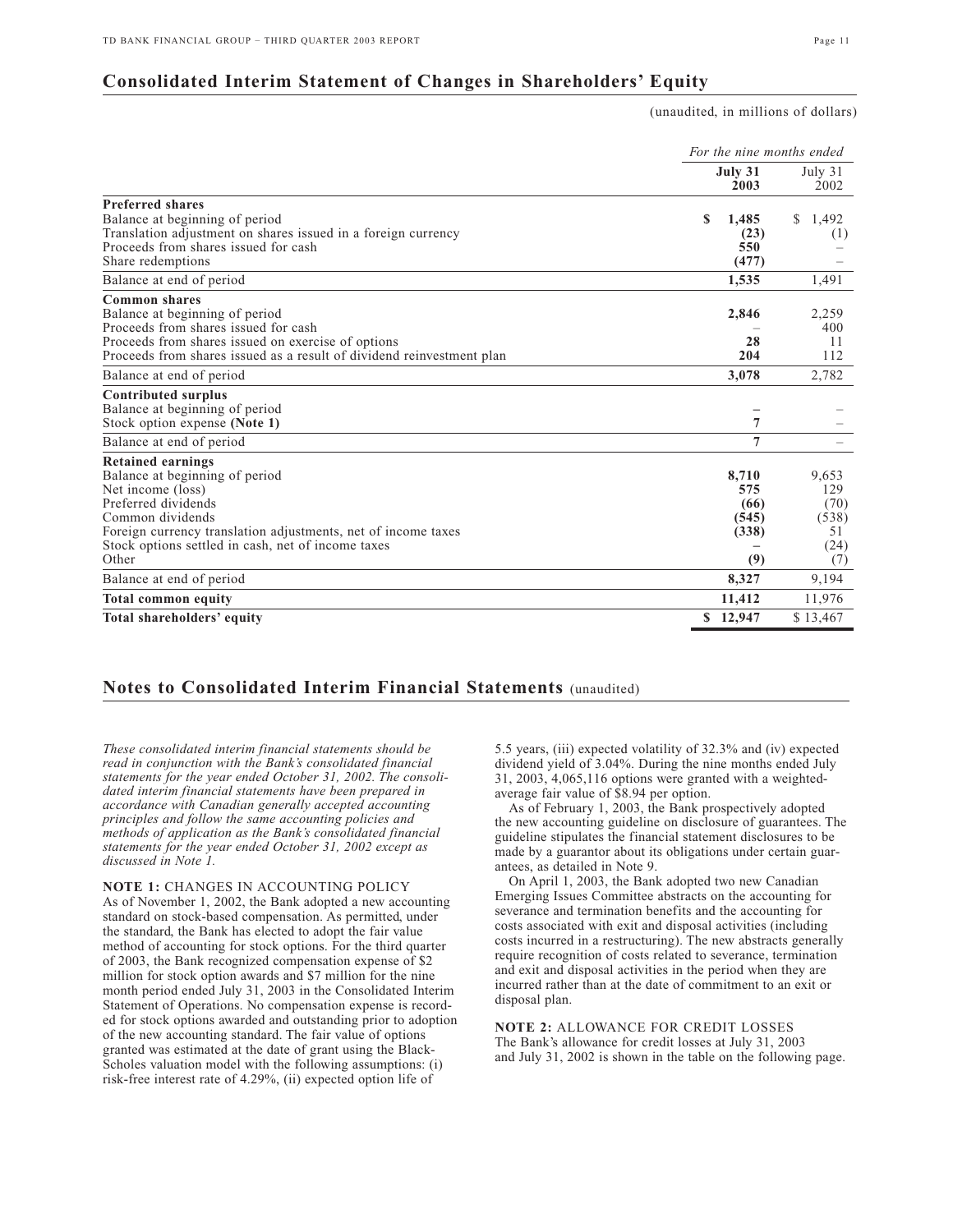## Consolidated Interim Statement of Changes in Shareholders' Equity

(unaudited, in millions of dollars)

| | *For the nine months ended* | |
|---|---|---|
| | **July 31 2003** | July 31 2002 |
| **Preferred shares** | | |
| Balance at beginning of period | **$ 1,485** | $ 1,492 |
| Translation adjustment on shares issued in a foreign currency | **(23)** | (1) |
| Proceeds from shares issued for cash | **550** | – |
| Share redemptions | **(477)** | – |
| Balance at end of period | **1,535** | 1,491 |
| **Common shares** | | |
| Balance at beginning of period | **2,846** | 2,259 |
| Proceeds from shares issued for cash | **–** | 400 |
| Proceeds from shares issued on exercise of options | **28** | 11 |
| Proceeds from shares issued as a result of dividend reinvestment plan | **204** | 112 |
| Balance at end of period | **3,078** | 2,782 |
| **Contributed surplus** | | |
| Balance at beginning of period | **–** | – |
| Stock option expense **(Note 1)** | **7** | – |
| Balance at end of period | **7** | – |
| **Retained earnings** | | |
| Balance at beginning of period | **8,710** | 9,653 |
| Net income (loss) | **575** | 129 |
| Preferred dividends | **(66)** | (70) |
| Common dividends | **(545)** | (538) |
| Foreign currency translation adjustments, net of income taxes | **(338)** | 51 |
| Stock options settled in cash, net of income taxes | **–** | (24) |
| Other | **(9)** | (7) |
| Balance at end of period | **8,327** | 9,194 |
| **Total common equity** | **11,412** | 11,976 |
| **Total shareholders' equity** | **$ 12,947** | $ 13,467 |

## Notes to Consolidated Interim Financial Statements (unaudited)

*These consolidated interim financial statements should be read in conjunction with the Bank's consolidated financial statements for the year ended October 31, 2002. The consolidated interim financial statements have been prepared in accordance with Canadian generally accepted accounting principles and follow the same accounting policies and methods of application as the Bank's consolidated financial statements for the year ended October 31, 2002 except as discussed in Note 1.*

**NOTE 1:** CHANGES IN ACCOUNTING POLICY

As of November 1, 2002, the Bank adopted a new accounting standard on stock-based compensation. As permitted, under the standard, the Bank has elected to adopt the fair value method of accounting for stock options. For the third quarter of 2003, the Bank recognized compensation expense of $2 million for stock option awards and $7 million for the nine month period ended July 31, 2003 in the Consolidated Interim Statement of Operations. No compensation expense is recorded for stock options awarded and outstanding prior to adoption of the new accounting standard. The fair value of options granted was estimated at the date of grant using the Black-Scholes valuation model with the following assumptions: (i) risk-free interest rate of 4.29%, (ii) expected option life of 5.5 years, (iii) expected volatility of 32.3% and (iv) expected dividend yield of 3.04%. During the nine months ended July 31, 2003, 4,065,116 options were granted with a weighted-average fair value of $8.94 per option.

As of February 1, 2003, the Bank prospectively adopted the new accounting guideline on disclosure of guarantees. The guideline stipulates the financial statement disclosures to be made by a guarantor about its obligations under certain guarantees, as detailed in Note 9.

On April 1, 2003, the Bank adopted two new Canadian Emerging Issues Committee abstracts on the accounting for severance and termination benefits and the accounting for costs associated with exit and disposal activities (including costs incurred in a restructuring). The new abstracts generally require recognition of costs related to severance, termination and exit and disposal activities in the period when they are incurred rather than at the date of commitment to an exit or disposal plan.

**NOTE 2:** ALLOWANCE FOR CREDIT LOSSES

The Bank's allowance for credit losses at July 31, 2003 and July 31, 2002 is shown in the table on the following page.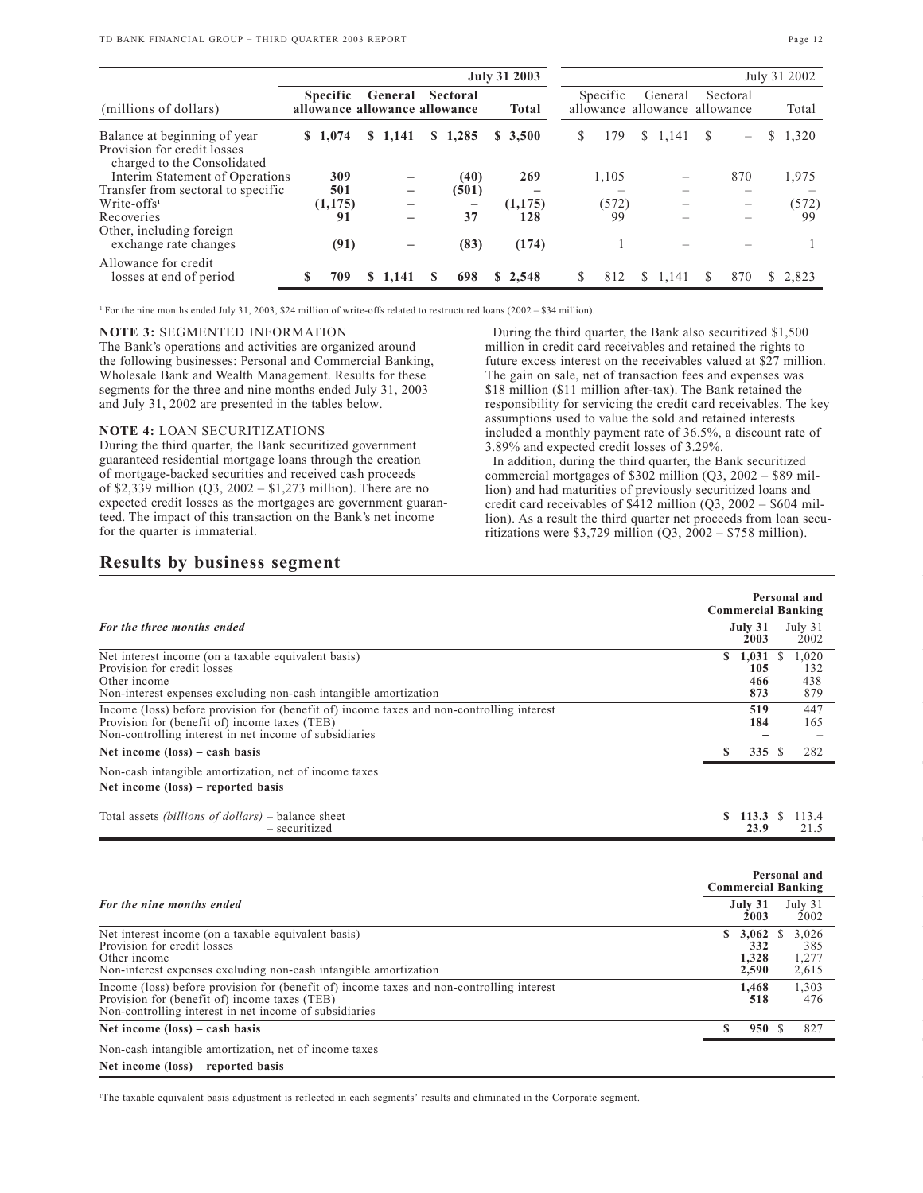| (millions of dollars) | July 31 2003 Specific allowance | General allowance | Sectoral allowance | Total | July 31 2002 Specific allowance | General allowance | Sectoral allowance | Total |
|---|---|---|---|---|---|---|---|---|
| Balance at beginning of year | **$ 1,074** | **$ 1,141** | **$ 1,285** | **$ 3,500** | $ 179 | $ 1,141 | $ – | $ 1,320 |
| Provision for credit losses charged to the Consolidated Interim Statement of Operations | **309** | **–** | **(40)** | **269** | 1,105 | – | 870 | 1,975 |
| Transfer from sectoral to specific | **501** | **–** | **(501)** | **–** | – | – | – | – |
| Write-offs[1] | **(1,175)** | **–** | **–** | **(1,175)** | (572) | – | – | (572) |
| Recoveries | **91** | **–** | **37** | **128** | 99 | – | – | 99 |
| Other, including foreign exchange rate changes | **(91)** | **–** | **(83)** | **(174)** | 1 | – | – | 1 |
| Allowance for credit losses at end of period | **$ 709** | **$ 1,141** | **$ 698** | **$ 2,548** | $ 812 | $ 1,141 | $ 870 | $ 2,823 |

[1] For the nine months ended July 31, 2003, $24 million of write-offs related to restructured loans (2002 – $34 million).

**NOTE 3:** SEGMENTED INFORMATION

The Bank's operations and activities are organized around the following businesses: Personal and Commercial Banking, Wholesale Bank and Wealth Management. Results for these segments for the three and nine months ended July 31, 2003 and July 31, 2002 are presented in the tables below.

**NOTE 4:** LOAN SECURITIZATIONS

During the third quarter, the Bank securitized government guaranteed residential mortgage loans through the creation of mortgage-backed securities and received cash proceeds of $2,339 million (Q3, 2002 – $1,273 million). There are no expected credit losses as the mortgages are government guaranteed. The impact of this transaction on the Bank's net income for the quarter is immaterial.

During the third quarter, the Bank also securitized $1,500 million in credit card receivables and retained the rights to future excess interest on the receivables valued at $27 million. The gain on sale, net of transaction fees and expenses was $18 million ($11 million after-tax). The Bank retained the responsibility for servicing the credit card receivables. The key assumptions used to value the sold and retained interests included a monthly payment rate of 36.5%, a discount rate of 3.89% and expected credit losses of 3.29%.

In addition, during the third quarter, the Bank securitized commercial mortgages of $302 million (Q3, 2002 – $89 million) and had maturities of previously securitized loans and credit card receivables of $412 million (Q3, 2002 – $604 million). As a result the third quarter net proceeds from loan securitizations were $3,729 million (Q3, 2002 – $758 million).

## Results by business segment

| *For the three months ended* | Personal and Commercial Banking July 31 2003 | July 31 2002 |
|---|---|---|
| Net interest income (on a taxable equivalent basis) | **$ 1,031** | $ 1,020 |
| Provision for credit losses | **105** | 132 |
| Other income | **466** | 438 |
| Non-interest expenses excluding non-cash intangible amortization | **873** | 879 |
| Income (loss) before provision for (benefit of) income taxes and non-controlling interest | **519** | 447 |
| Provision for (benefit of) income taxes (TEB) | **184** | 165 |
| Non-controlling interest in net income of subsidiaries | **–** | – |
| **Net income (loss) – cash basis** | **$ 335** | $ 282 |
| Non-cash intangible amortization, net of income taxes | | |
| **Net income (loss) – reported basis** | | |
| Total assets *(billions of dollars)* – balance sheet | **$ 113.3** | $ 113.4 |
| – securitized | **23.9** | 21.5 |

| *For the nine months ended* | Personal and Commercial Banking July 31 2003 | July 31 2002 |
|---|---|---|
| Net interest income (on a taxable equivalent basis) | **$ 3,062** | $ 3,026 |
| Provision for credit losses | **332** | 385 |
| Other income | **1,328** | 1,277 |
| Non-interest expenses excluding non-cash intangible amortization | **2,590** | 2,615 |
| Income (loss) before provision for (benefit of) income taxes and non-controlling interest | **1,468** | 1,303 |
| Provision for (benefit of) income taxes (TEB) | **518** | 476 |
| Non-controlling interest in net income of subsidiaries | **–** | – |
| **Net income (loss) – cash basis** | **$ 950** | $ 827 |
| Non-cash intangible amortization, net of income taxes | | |
| **Net income (loss) – reported basis** | | |

[1] The taxable equivalent basis adjustment is reflected in each segments' results and eliminated in the Corporate segment.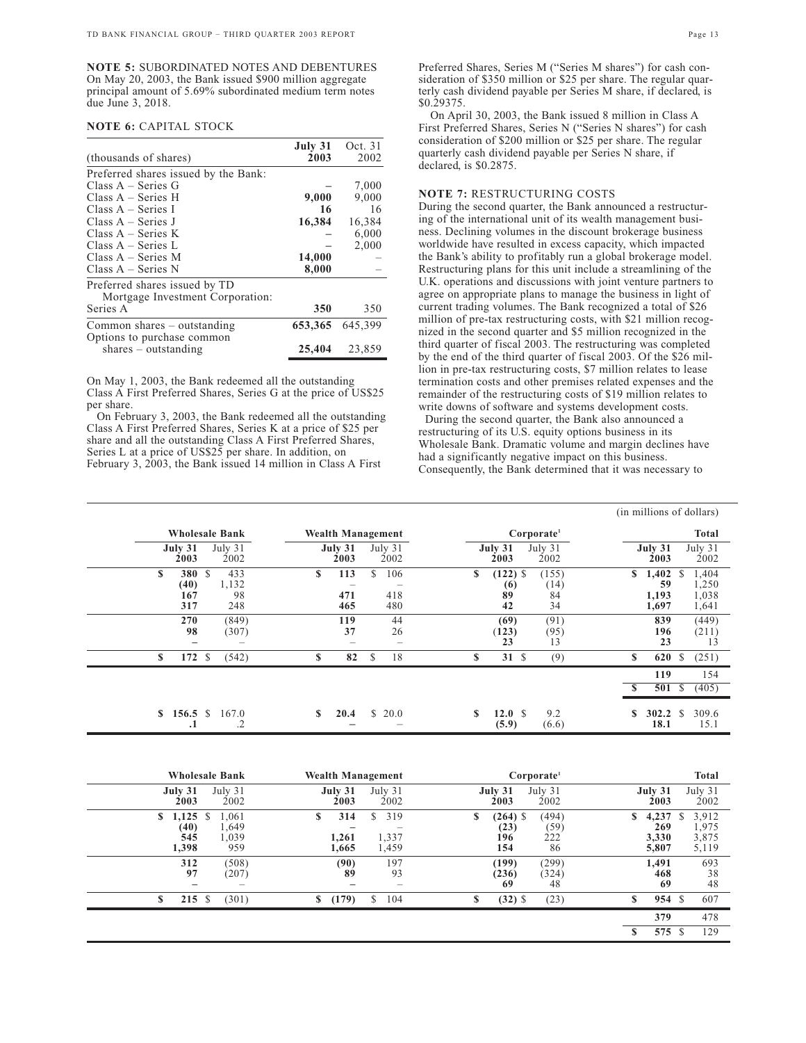**NOTE 5:** SUBORDINATED NOTES AND DEBENTURES
On May 20, 2003, the Bank issued $900 million aggregate principal amount of 5.69% subordinated medium term notes due June 3, 2018.

**NOTE 6:** CAPITAL STOCK

| (thousands of shares) | July 31 2003 | Oct. 31 2002 |
|---|---|---|
| Preferred shares issued by the Bank: | | |
| Class A – Series G | – | 7,000 |
| Class A – Series H | **9,000** | 9,000 |
| Class A – Series I | **16** | 16 |
| Class A – Series J | **16,384** | 16,384 |
| Class A – Series K | – | 6,000 |
| Class A – Series L | – | 2,000 |
| Class A – Series M | **14,000** | – |
| Class A – Series N | **8,000** | – |
| Preferred shares issued by TD Mortgage Investment Corporation: Series A | **350** | 350 |
| Common shares – outstanding | **653,365** | 645,399 |
| Options to purchase common shares – outstanding | **25,404** | 23,859 |

On May 1, 2003, the Bank redeemed all the outstanding Class A First Preferred Shares, Series G at the price of US$25 per share.

On February 3, 2003, the Bank redeemed all the outstanding Class A First Preferred Shares, Series K at a price of $25 per share and all the outstanding Class A First Preferred Shares, Series L at a price of US$25 per share. In addition, on February 3, 2003, the Bank issued 14 million in Class A First Preferred Shares, Series M ("Series M shares") for cash consideration of $350 million or $25 per share. The regular quarterly cash dividend payable per Series M share, if declared, is $0.29375.

On April 30, 2003, the Bank issued 8 million in Class A First Preferred Shares, Series N ("Series N shares") for cash consideration of $200 million or $25 per share. The regular quarterly cash dividend payable per Series N share, if declared, is $0.2875.

**NOTE 7:** RESTRUCTURING COSTS
During the second quarter, the Bank announced a restructuring of the international unit of its wealth management business. Declining volumes in the discount brokerage business worldwide have resulted in excess capacity, which impacted the Bank's ability to profitably run a global brokerage model. Restructuring plans for this unit include a streamlining of the U.K. operations and discussions with joint venture partners to agree on appropriate plans to manage the business in light of current trading volumes. The Bank recognized a total of $26 million of pre-tax restructuring costs, with $21 million recognized in the second quarter and $5 million recognized in the third quarter of fiscal 2003. The restructuring was completed by the end of the third quarter of fiscal 2003. Of the $26 million in pre-tax restructuring costs, $7 million relates to lease termination costs and other premises related expenses and the remainder of the restructuring costs of $19 million relates to write downs of software and systems development costs.

During the second quarter, the Bank also announced a restructuring of its U.S. equity options business in its Wholesale Bank. Dramatic volume and margin declines have had a significantly negative impact on this business. Consequently, the Bank determined that it was necessary to

(in millions of dollars)

| Wholesale Bank July 31 2003 | Wholesale Bank July 31 2002 | Wealth Management July 31 2003 | Wealth Management July 31 2002 | Corporate[1] July 31 2003 | Corporate[1] July 31 2002 | Total July 31 2003 | Total July 31 2002 |
|---|---|---|---|---|---|---|---|
| $ **380** | $ 433 | $ **113** | $ 106 | $ **(122)** | $ (155) | $ **1,402** | $ 1,404 |
| **(40)** | 1,132 | – | – | **(6)** | (14) | **59** | 1,250 |
| **167** | 98 | **471** | 418 | **89** | 84 | **1,193** | 1,038 |
| **317** | 248 | **465** | 480 | **42** | 34 | **1,697** | 1,641 |
| **270** | (849) | **119** | 44 | **(69)** | (91) | **839** | (449) |
| **98** | (307) | **37** | 26 | **(123)** | (95) | **196** | (211) |
| – | – | – | – | **23** | 13 | **23** | 13 |
| $ **172** | $ (542) | $ **82** | $ 18 | $ **31** | $ (9) | $ **620** | $ (251) |
| | | | | | | **119** | 154 |
| | | | | | | $ **501** | $ (405) |
| $ **156.5** | $ 167.0 | $ **20.4** | $ 20.0 | $ **12.0** | $ 9.2 | $ **302.2** | $ 309.6 |
| **.1** | .2 | – | – | **(5.9)** | (6.6) | **18.1** | 15.1 |

| Wholesale Bank July 31 2003 | Wholesale Bank July 31 2002 | Wealth Management July 31 2003 | Wealth Management July 31 2002 | Corporate[1] July 31 2003 | Corporate[1] July 31 2002 | Total July 31 2003 | Total July 31 2002 |
|---|---|---|---|---|---|---|---|
| $ **1,125** | $ 1,061 | $ **314** | $ 319 | $ **(264)** | $ (494) | $ **4,237** | $ 3,912 |
| **(40)** | 1,649 | – | – | **(23)** | (59) | **269** | 1,975 |
| **545** | 1,039 | **1,261** | 1,337 | **196** | 222 | **3,330** | 3,875 |
| **1,398** | 959 | **1,665** | 1,459 | **154** | 86 | **5,807** | 5,119 |
| **312** | (508) | **(90)** | 197 | **(199)** | (299) | **1,491** | 693 |
| **97** | (207) | **89** | 93 | **(236)** | (324) | **468** | 38 |
| – | – | – | – | **69** | 48 | **69** | 48 |
| $ **215** | $ (301) | $ **(179)** | $ 104 | $ **(32)** | $ (23) | $ **954** | $ 607 |
| | | | | | | **379** | 478 |
| | | | | | | $ **575** | $ 129 |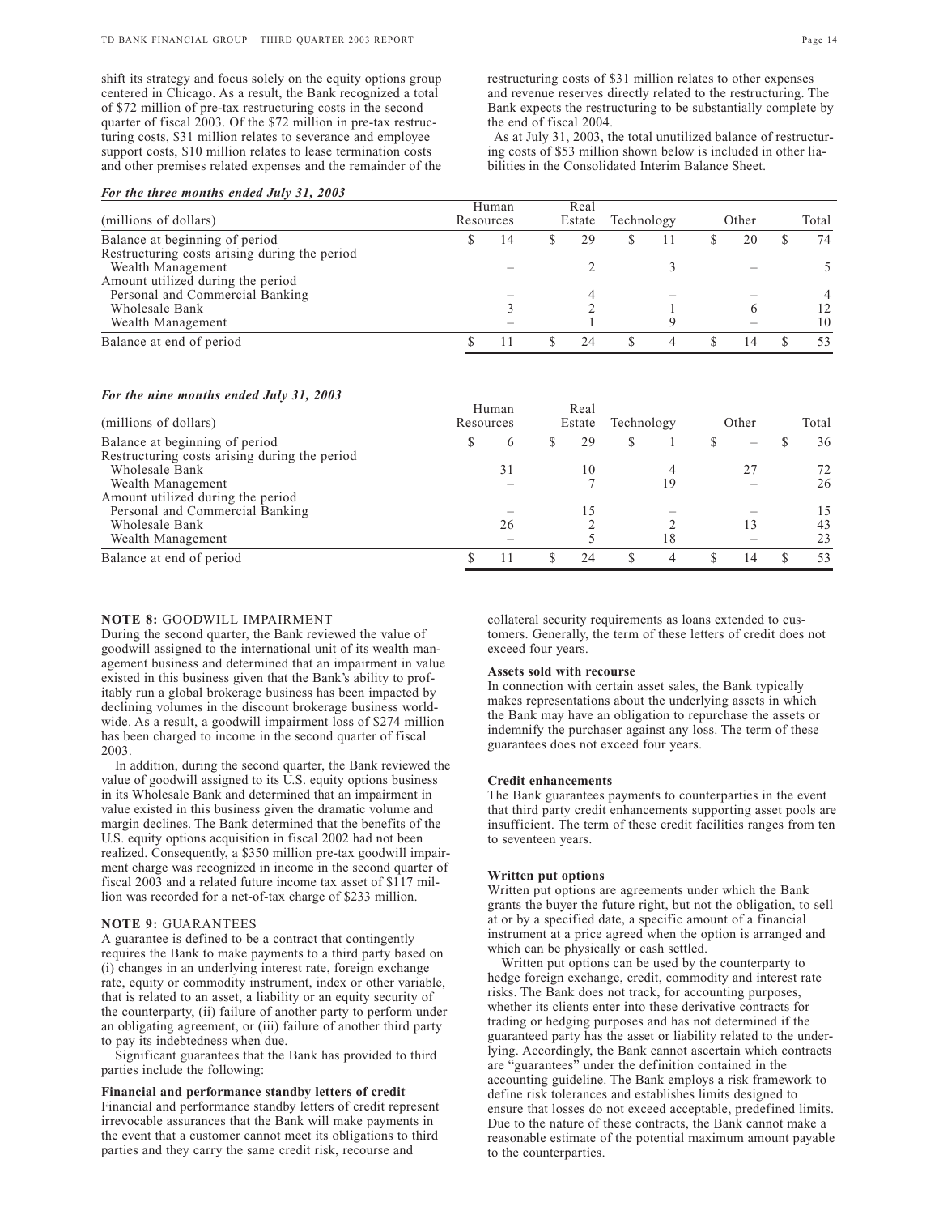shift its strategy and focus solely on the equity options group centered in Chicago. As a result, the Bank recognized a total of $72 million of pre-tax restructuring costs in the second quarter of fiscal 2003. Of the $72 million in pre-tax restructuring costs, $31 million relates to severance and employee support costs, $10 million relates to lease termination costs and other premises related expenses and the remainder of the restructuring costs of $31 million relates to other expenses and revenue reserves directly related to the restructuring. The Bank expects the restructuring to be substantially complete by the end of fiscal 2004.

As at July 31, 2003, the total unutilized balance of restructuring costs of $53 million shown below is included in other liabilities in the Consolidated Interim Balance Sheet.

***For the three months ended July 31, 2003***

| (millions of dollars) | Human Resources | Real Estate | Technology | Other | Total |
|---|---|---|---|---|---|
| Balance at beginning of period | $ 14 | $ 29 | $ 11 | $ 20 | $ 74 |
| Restructuring costs arising during the period | | | | | |
| Wealth Management | – | 2 | 3 | – | 5 |
| Amount utilized during the period | | | | | |
| Personal and Commercial Banking | – | 4 | – | – | 4 |
| Wholesale Bank | 3 | 2 | 1 | 6 | 12 |
| Wealth Management | – | 1 | 9 | – | 10 |
| Balance at end of period | $ 11 | $ 24 | $ 4 | $ 14 | $ 53 |

***For the nine months ended July 31, 2003***

| (millions of dollars) | Human Resources | Real Estate | Technology | Other | Total |
|---|---|---|---|---|---|
| Balance at beginning of period | $ 6 | $ 29 | $ 1 | $ – | $ 36 |
| Restructuring costs arising during the period | | | | | |
| Wholesale Bank | 31 | 10 | 4 | 27 | 72 |
| Wealth Management | – | 7 | 19 | – | 26 |
| Amount utilized during the period | | | | | |
| Personal and Commercial Banking | – | 15 | – | – | 15 |
| Wholesale Bank | 26 | 2 | 2 | 13 | 43 |
| Wealth Management | – | 5 | 18 | – | 23 |
| Balance at end of period | $ 11 | $ 24 | $ 4 | $ 14 | $ 53 |

**NOTE 8:** GOODWILL IMPAIRMENT

During the second quarter, the Bank reviewed the value of goodwill assigned to the international unit of its wealth management business and determined that an impairment in value existed in this business given that the Bank's ability to profitably run a global brokerage business has been impacted by declining volumes in the discount brokerage business worldwide. As a result, a goodwill impairment loss of $274 million has been charged to income in the second quarter of fiscal 2003.

In addition, during the second quarter, the Bank reviewed the value of goodwill assigned to its U.S. equity options business in its Wholesale Bank and determined that an impairment in value existed in this business given the dramatic volume and margin declines. The Bank determined that the benefits of the U.S. equity options acquisition in fiscal 2002 had not been realized. Consequently, a $350 million pre-tax goodwill impairment charge was recognized in income in the second quarter of fiscal 2003 and a related future income tax asset of $117 million was recorded for a net-of-tax charge of $233 million.

**NOTE 9:** GUARANTEES

A guarantee is defined to be a contract that contingently requires the Bank to make payments to a third party based on (i) changes in an underlying interest rate, foreign exchange rate, equity or commodity instrument, index or other variable, that is related to an asset, a liability or an equity security of the counterparty, (ii) failure of another party to perform under an obligating agreement, or (iii) failure of another third party to pay its indebtedness when due.

Significant guarantees that the Bank has provided to third parties include the following:

**Financial and performance standby letters of credit**

Financial and performance standby letters of credit represent irrevocable assurances that the Bank will make payments in the event that a customer cannot meet its obligations to third parties and they carry the same credit risk, recourse and collateral security requirements as loans extended to customers. Generally, the term of these letters of credit does not exceed four years.

**Assets sold with recourse**

In connection with certain asset sales, the Bank typically makes representations about the underlying assets in which the Bank may have an obligation to repurchase the assets or indemnify the purchaser against any loss. The term of these guarantees does not exceed four years.

**Credit enhancements**

The Bank guarantees payments to counterparties in the event that third party credit enhancements supporting asset pools are insufficient. The term of these credit facilities ranges from ten to seventeen years.

**Written put options**

Written put options are agreements under which the Bank grants the buyer the future right, but not the obligation, to sell at or by a specified date, a specific amount of a financial instrument at a price agreed when the option is arranged and which can be physically or cash settled.

Written put options can be used by the counterparty to hedge foreign exchange, credit, commodity and interest rate risks. The Bank does not track, for accounting purposes, whether its clients enter into these derivative contracts for trading or hedging purposes and has not determined if the guaranteed party has the asset or liability related to the underlying. Accordingly, the Bank cannot ascertain which contracts are "guarantees" under the definition contained in the accounting guideline. The Bank employs a risk framework to define risk tolerances and establishes limits designed to ensure that losses do not exceed acceptable, predefined limits. Due to the nature of these contracts, the Bank cannot make a reasonable estimate of the potential maximum amount payable to the counterparties.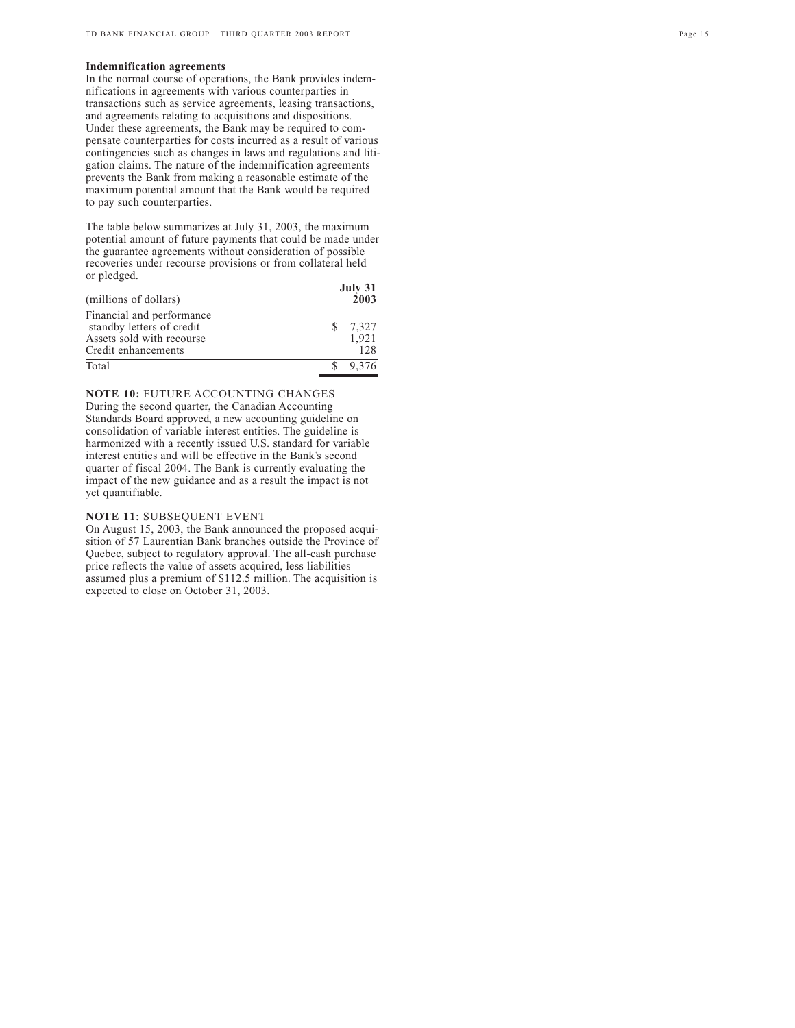**Indemnification agreements**

In the normal course of operations, the Bank provides indemnifications in agreements with various counterparties in transactions such as service agreements, leasing transactions, and agreements relating to acquisitions and dispositions. Under these agreements, the Bank may be required to compensate counterparties for costs incurred as a result of various contingencies such as changes in laws and regulations and litigation claims. The nature of the indemnification agreements prevents the Bank from making a reasonable estimate of the maximum potential amount that the Bank would be required to pay such counterparties.

The table below summarizes at July 31, 2003, the maximum potential amount of future payments that could be made under the guarantee agreements without consideration of possible recoveries under recourse provisions or from collateral held or pledged.

| (millions of dollars) | July 31 2003 |
|---|---|
| Financial and performance standby letters of credit | $ 7,327 |
| Assets sold with recourse | 1,921 |
| Credit enhancements | 128 |
| Total | $ 9,376 |

**NOTE 10:** FUTURE ACCOUNTING CHANGES

During the second quarter, the Canadian Accounting Standards Board approved, a new accounting guideline on consolidation of variable interest entities. The guideline is harmonized with a recently issued U.S. standard for variable interest entities and will be effective in the Bank's second quarter of fiscal 2004. The Bank is currently evaluating the impact of the new guidance and as a result the impact is not yet quantifiable.

**NOTE 11**: SUBSEQUENT EVENT

On August 15, 2003, the Bank announced the proposed acquisition of 57 Laurentian Bank branches outside the Province of Quebec, subject to regulatory approval. The all-cash purchase price reflects the value of assets acquired, less liabilities assumed plus a premium of $112.5 million. The acquisition is expected to close on October 31, 2003.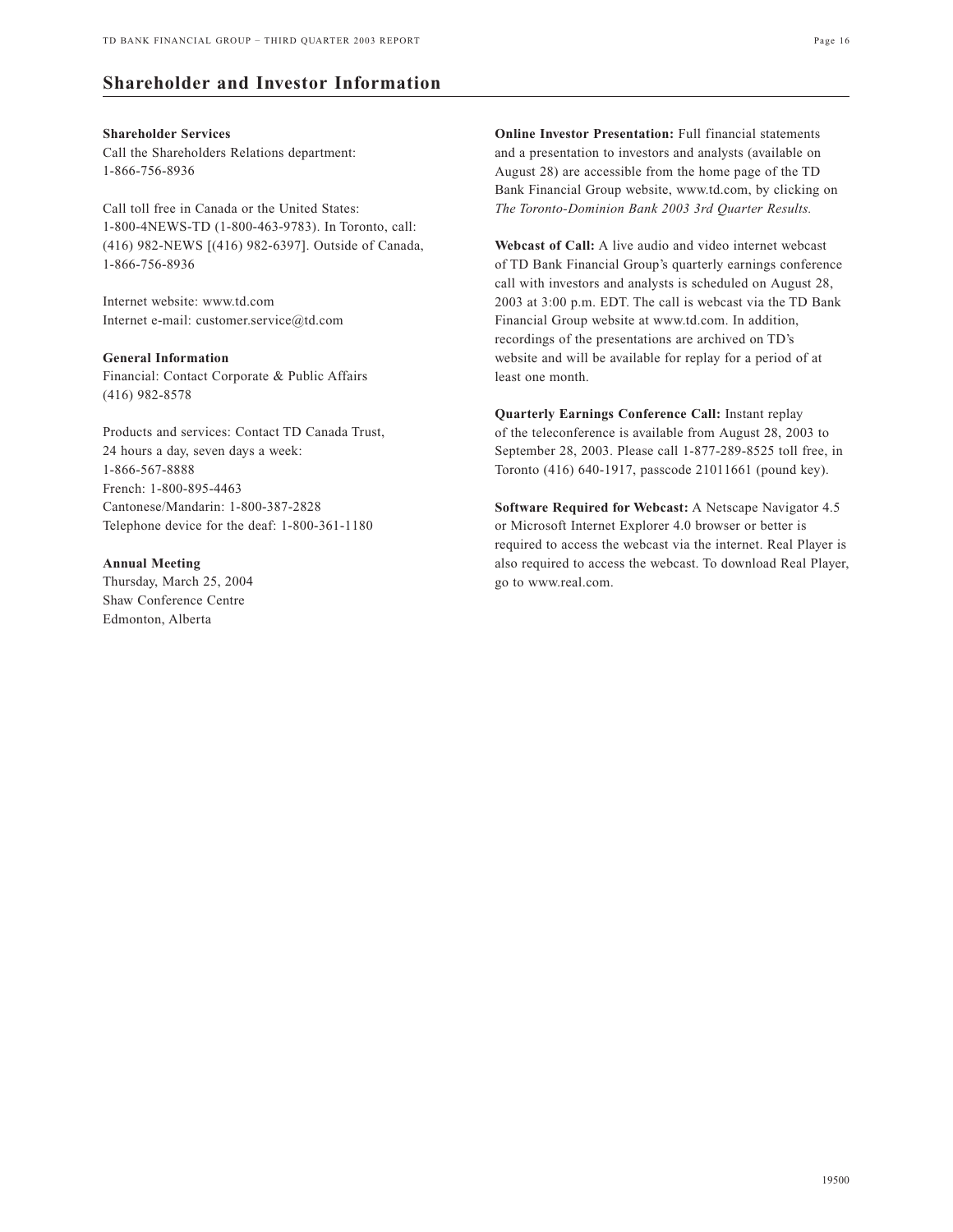## Shareholder and Investor Information

**Shareholder Services**
Call the Shareholders Relations department:
1-866-756-8936

Call toll free in Canada or the United States:
1-800-4NEWS-TD (1-800-463-9783). In Toronto, call:
(416) 982-NEWS [(416) 982-6397]. Outside of Canada,
1-866-756-8936

Internet website: www.td.com
Internet e-mail: customer.service@td.com

**General Information**
Financial: Contact Corporate & Public Affairs
(416) 982-8578

Products and services: Contact TD Canada Trust,
24 hours a day, seven days a week:
1-866-567-8888
French: 1-800-895-4463
Cantonese/Mandarin: 1-800-387-2828
Telephone device for the deaf: 1-800-361-1180

**Annual Meeting**
Thursday, March 25, 2004
Shaw Conference Centre
Edmonton, Alberta

**Online Investor Presentation:** Full financial statements and a presentation to investors and analysts (available on August 28) are accessible from the home page of the TD Bank Financial Group website, www.td.com, by clicking on *The Toronto-Dominion Bank 2003 3rd Quarter Results.*

**Webcast of Call:** A live audio and video internet webcast of TD Bank Financial Group's quarterly earnings conference call with investors and analysts is scheduled on August 28, 2003 at 3:00 p.m. EDT. The call is webcast via the TD Bank Financial Group website at www.td.com. In addition, recordings of the presentations are archived on TD's website and will be available for replay for a period of at least one month.

**Quarterly Earnings Conference Call:** Instant replay of the teleconference is available from August 28, 2003 to September 28, 2003. Please call 1-877-289-8525 toll free, in Toronto (416) 640-1917, passcode 21011661 (pound key).

**Software Required for Webcast:** A Netscape Navigator 4.5 or Microsoft Internet Explorer 4.0 browser or better is required to access the webcast via the internet. Real Player is also required to access the webcast. To download Real Player, go to www.real.com.

19500